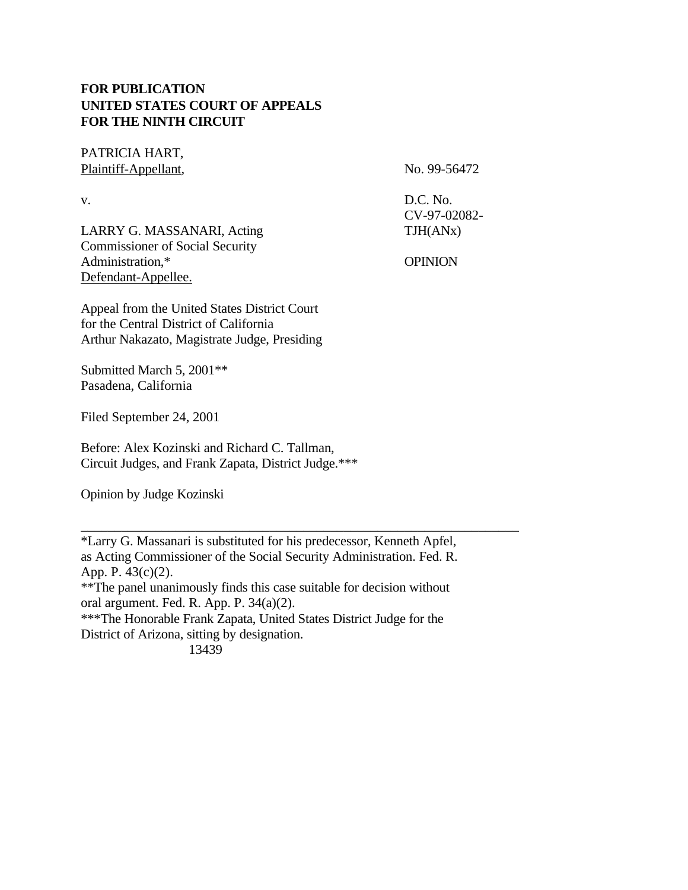**FOR PUBLICATION**
**UNITED STATES COURT OF APPEALS**
**FOR THE NINTH CIRCUIT**

PATRICIA HART,
Plaintiff-Appellant,

v.

LARRY G. MASSANARI, Acting Commissioner of Social Security Administration,*
Defendant-Appellee.

No. 99-56472

D.C. No.
CV-97-02082-TJH(ANx)

OPINION

Appeal from the United States District Court
for the Central District of California
Arthur Nakazato, Magistrate Judge, Presiding

Submitted March 5, 2001**
Pasadena, California

Filed September 24, 2001

Before: Alex Kozinski and Richard C. Tallman, Circuit Judges, and Frank Zapata, District Judge.***

Opinion by Judge Kozinski

---

*Larry G. Massanari is substituted for his predecessor, Kenneth Apfel, as Acting Commissioner of the Social Security Administration. Fed. R. App. P. 43(c)(2).

**The panel unanimously finds this case suitable for decision without oral argument. Fed. R. App. P. 34(a)(2).

***The Honorable Frank Zapata, United States District Judge for the District of Arizona, sitting by designation.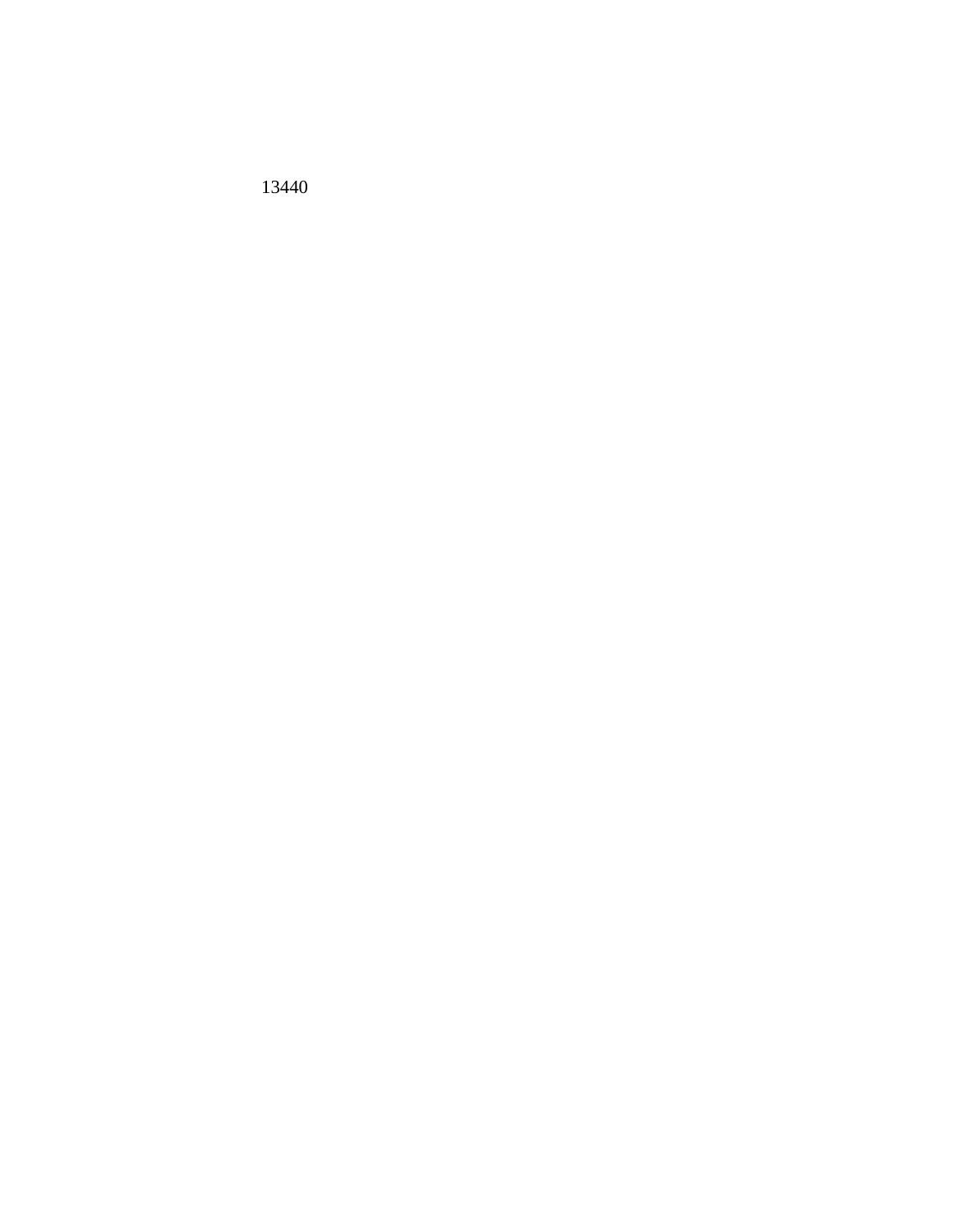13440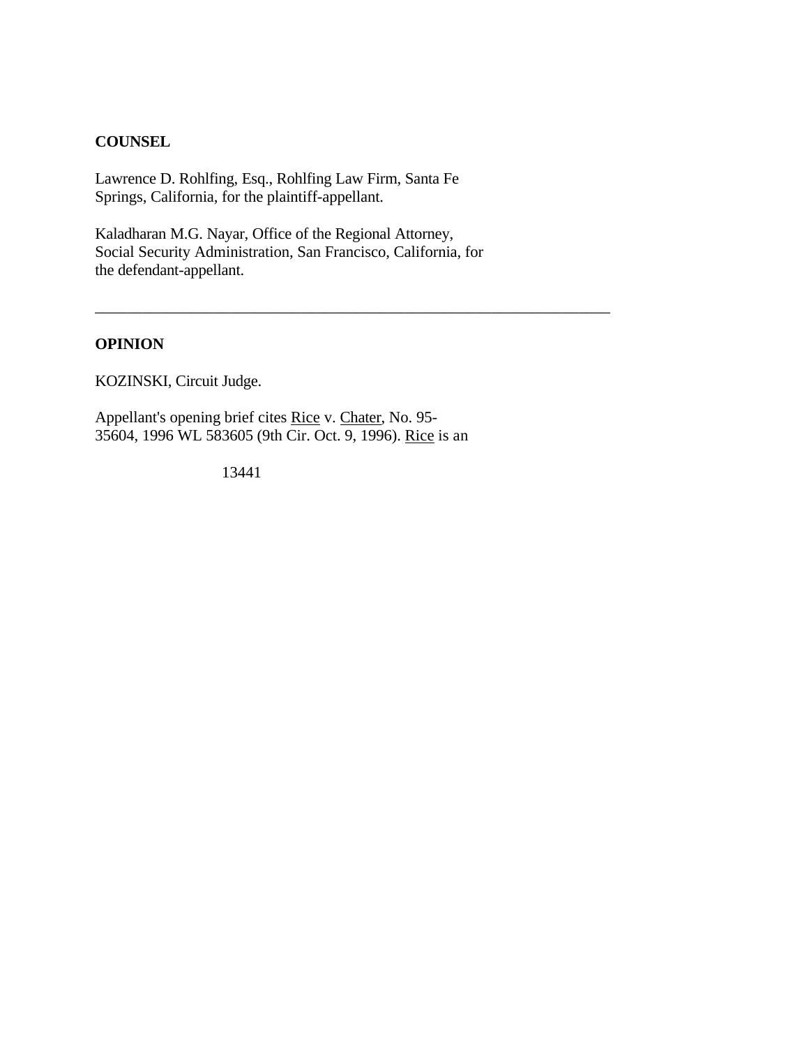## COUNSEL

Lawrence D. Rohlfing, Esq., Rohlfing Law Firm, Santa Fe Springs, California, for the plaintiff-appellant.

Kaladharan M.G. Nayar, Office of the Regional Attorney, Social Security Administration, San Francisco, California, for the defendant-appellant.

---

## OPINION

KOZINSKI, Circuit Judge.

Appellant's opening brief cites Rice v. Chater, No. 95-35604, 1996 WL 583605 (9th Cir. Oct. 9, 1996). Rice is an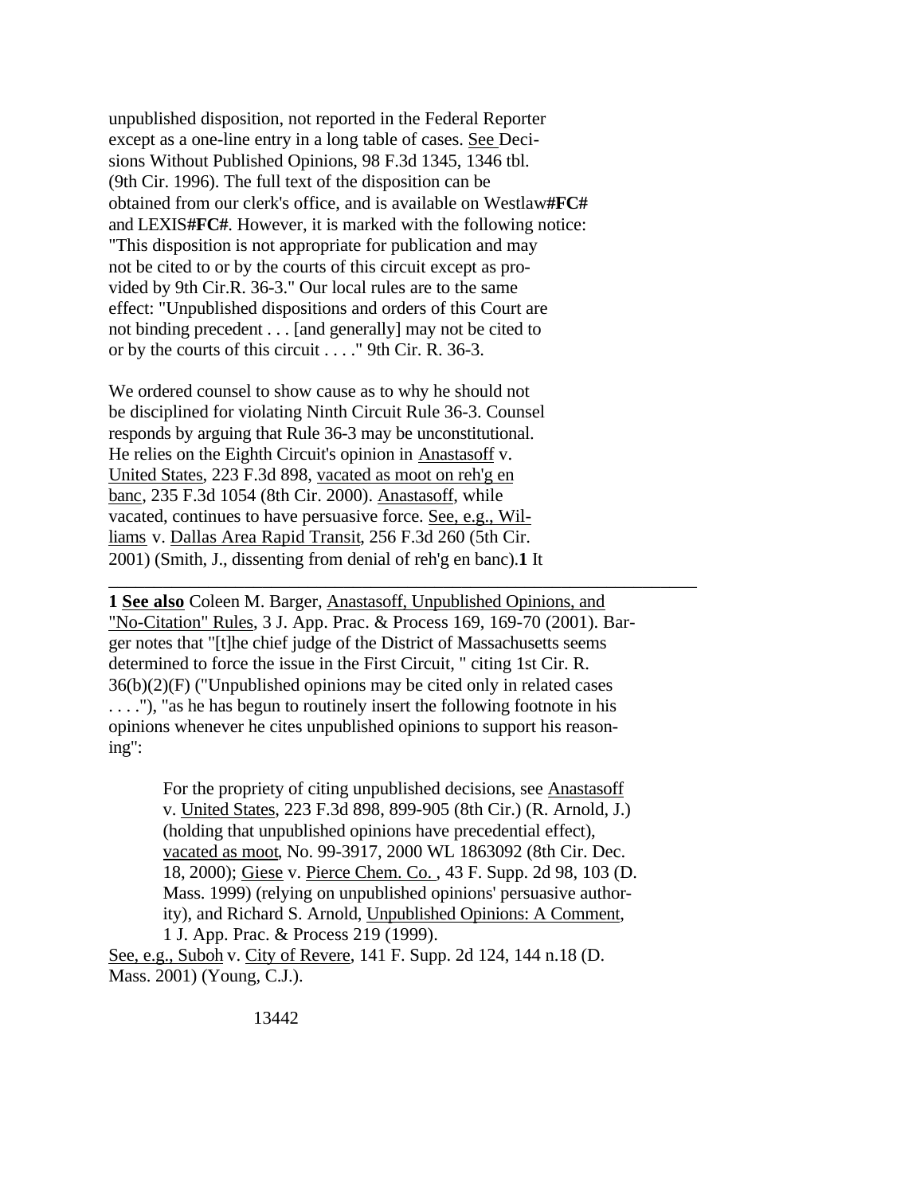unpublished disposition, not reported in the Federal Reporter except as a one-line entry in a long table of cases. See Decisions Without Published Opinions, 98 F.3d 1345, 1346 tbl. (9th Cir. 1996). The full text of the disposition can be obtained from our clerk's office, and is available on Westlaw**#FC#** and LEXIS**#FC#**. However, it is marked with the following notice: "This disposition is not appropriate for publication and may not be cited to or by the courts of this circuit except as provided by 9th Cir.R. 36-3." Our local rules are to the same effect: "Unpublished dispositions and orders of this Court are not binding precedent . . . [and generally] may not be cited to or by the courts of this circuit . . . ." 9th Cir. R. 36-3.

We ordered counsel to show cause as to why he should not be disciplined for violating Ninth Circuit Rule 36-3. Counsel responds by arguing that Rule 36-3 may be unconstitutional. He relies on the Eighth Circuit's opinion in Anastasoff v. United States, 223 F.3d 898, vacated as moot on reh'g en banc, 235 F.3d 1054 (8th Cir. 2000). Anastasoff, while vacated, continues to have persuasive force. See, e.g., Williams v. Dallas Area Rapid Transit, 256 F.3d 260 (5th Cir. 2001) (Smith, J., dissenting from denial of reh'g en banc).[1] It

---

[1] **See also** Coleen M. Barger, Anastasoff, Unpublished Opinions, and "No-Citation" Rules, 3 J. App. Prac. & Process 169, 169-70 (2001). Barger notes that "[t]he chief judge of the District of Massachusetts seems determined to force the issue in the First Circuit, " citing 1st Cir. R. 36(b)(2)(F) ("Unpublished opinions may be cited only in related cases . . . ."), "as he has begun to routinely insert the following footnote in his opinions whenever he cites unpublished opinions to support his reasoning":

> For the propriety of citing unpublished decisions, see Anastasoff v. United States, 223 F.3d 898, 899-905 (8th Cir.) (R. Arnold, J.) (holding that unpublished opinions have precedential effect), vacated as moot, No. 99-3917, 2000 WL 1863092 (8th Cir. Dec. 18, 2000); Giese v. Pierce Chem. Co. , 43 F. Supp. 2d 98, 103 (D. Mass. 1999) (relying on unpublished opinions' persuasive authority), and Richard S. Arnold, Unpublished Opinions: A Comment, 1 J. App. Prac. & Process 219 (1999).

See, e.g., Suboh v. City of Revere, 141 F. Supp. 2d 124, 144 n.18 (D. Mass. 2001) (Young, C.J.).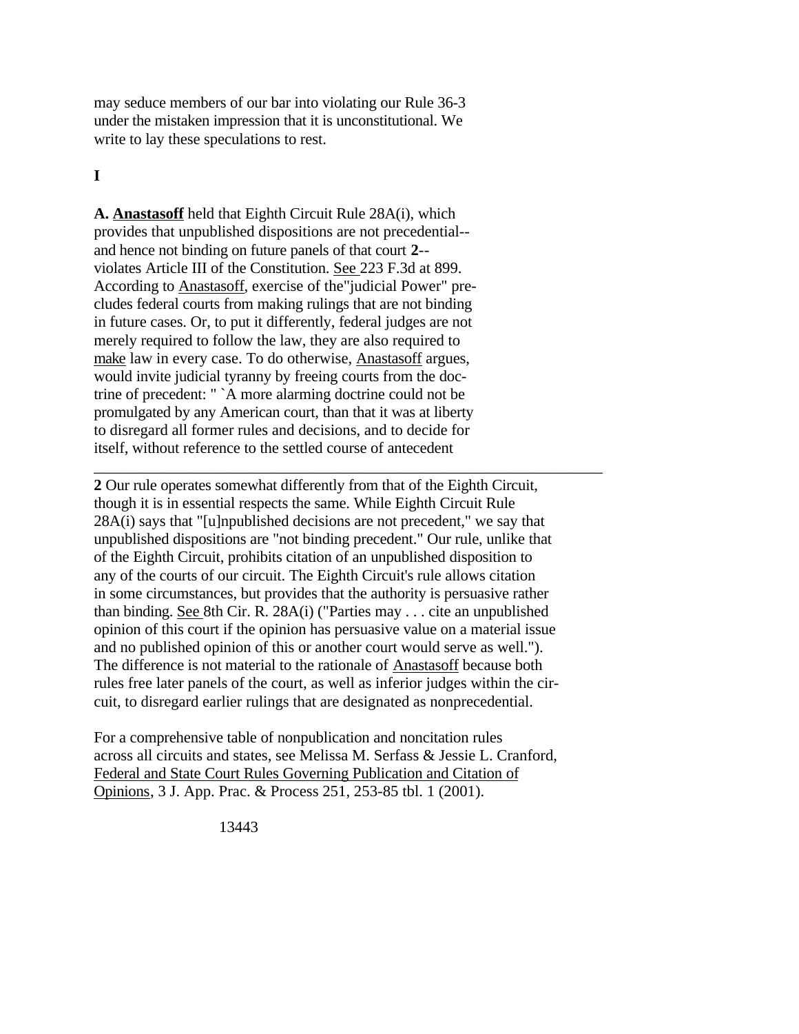may seduce members of our bar into violating our Rule 36-3 under the mistaken impression that it is unconstitutional. We write to lay these speculations to rest.

**I**

**A. Anastasoff** held that Eighth Circuit Rule 28A(i), which provides that unpublished dispositions are not precedential--and hence not binding on future panels of that court **2**--violates Article III of the Constitution. See 223 F.3d at 899. According to Anastasoff, exercise of the"judicial Power" precludes federal courts from making rulings that are not binding in future cases. Or, to put it differently, federal judges are not merely required to follow the law, they are also required to make law in every case. To do otherwise, Anastasoff argues, would invite judicial tyranny by freeing courts from the doctrine of precedent: " `A more alarming doctrine could not be promulgated by any American court, than that it was at liberty to disregard all former rules and decisions, and to decide for itself, without reference to the settled course of antecedent

---

**2** Our rule operates somewhat differently from that of the Eighth Circuit, though it is in essential respects the same. While Eighth Circuit Rule 28A(i) says that "[u]npublished decisions are not precedent," we say that unpublished dispositions are "not binding precedent." Our rule, unlike that of the Eighth Circuit, prohibits citation of an unpublished disposition to any of the courts of our circuit. The Eighth Circuit's rule allows citation in some circumstances, but provides that the authority is persuasive rather than binding. See 8th Cir. R. 28A(i) ("Parties may . . . cite an unpublished opinion of this court if the opinion has persuasive value on a material issue and no published opinion of this or another court would serve as well."). The difference is not material to the rationale of Anastasoff because both rules free later panels of the court, as well as inferior judges within the circuit, to disregard earlier rulings that are designated as nonprecedential.

For a comprehensive table of nonpublication and noncitation rules across all circuits and states, see Melissa M. Serfass & Jessie L. Cranford, Federal and State Court Rules Governing Publication and Citation of Opinions, 3 J. App. Prac. & Process 251, 253-85 tbl. 1 (2001).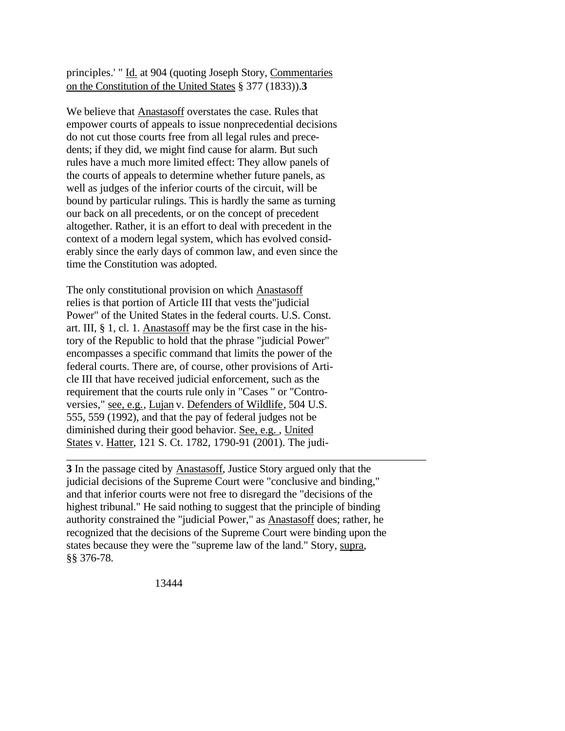principles.' " Id. at 904 (quoting Joseph Story, Commentaries on the Constitution of the United States § 377 (1833)).**3**

We believe that Anastasoff overstates the case. Rules that empower courts of appeals to issue nonprecedential decisions do not cut those courts free from all legal rules and precedents; if they did, we might find cause for alarm. But such rules have a much more limited effect: They allow panels of the courts of appeals to determine whether future panels, as well as judges of the inferior courts of the circuit, will be bound by particular rulings. This is hardly the same as turning our back on all precedents, or on the concept of precedent altogether. Rather, it is an effort to deal with precedent in the context of a modern legal system, which has evolved considerably since the early days of common law, and even since the time the Constitution was adopted.

The only constitutional provision on which Anastasoff relies is that portion of Article III that vests the"judicial Power" of the United States in the federal courts. U.S. Const. art. III, § 1, cl. 1. Anastasoff may be the first case in the history of the Republic to hold that the phrase "judicial Power" encompasses a specific command that limits the power of the federal courts. There are, of course, other provisions of Article III that have received judicial enforcement, such as the requirement that the courts rule only in "Cases " or "Controversies," see, e.g., Lujan v. Defenders of Wildlife, 504 U.S. 555, 559 (1992), and that the pay of federal judges not be diminished during their good behavior. See, e.g. , United States v. Hatter, 121 S. Ct. 1782, 1790-91 (2001). The judi-

---

**3** In the passage cited by Anastasoff, Justice Story argued only that the judicial decisions of the Supreme Court were "conclusive and binding," and that inferior courts were not free to disregard the "decisions of the highest tribunal." He said nothing to suggest that the principle of binding authority constrained the "judicial Power," as Anastasoff does; rather, he recognized that the decisions of the Supreme Court were binding upon the states because they were the "supreme law of the land." Story, supra, §§ 376-78.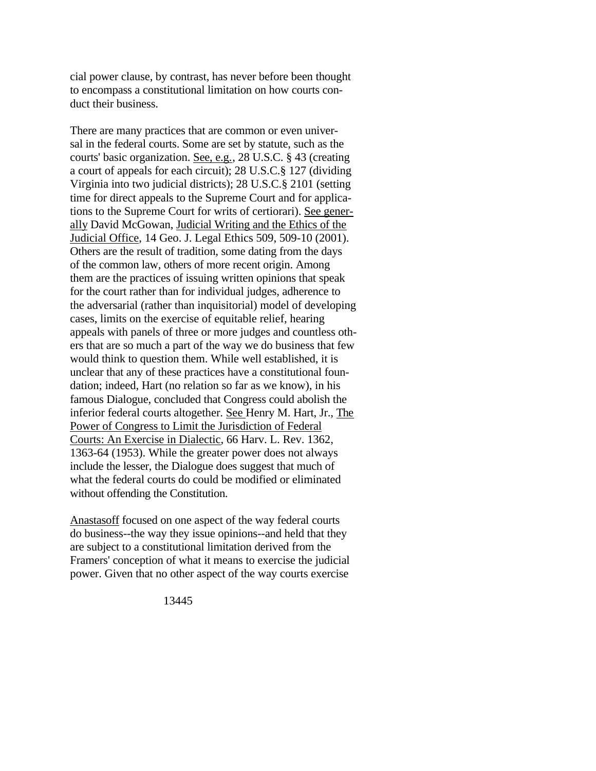cial power clause, by contrast, has never before been thought to encompass a constitutional limitation on how courts conduct their business.

There are many practices that are common or even universal in the federal courts. Some are set by statute, such as the courts' basic organization. See, e.g., 28 U.S.C. § 43 (creating a court of appeals for each circuit); 28 U.S.C.§ 127 (dividing Virginia into two judicial districts); 28 U.S.C.§ 2101 (setting time for direct appeals to the Supreme Court and for applications to the Supreme Court for writs of certiorari). See generally David McGowan, Judicial Writing and the Ethics of the Judicial Office, 14 Geo. J. Legal Ethics 509, 509-10 (2001). Others are the result of tradition, some dating from the days of the common law, others of more recent origin. Among them are the practices of issuing written opinions that speak for the court rather than for individual judges, adherence to the adversarial (rather than inquisitorial) model of developing cases, limits on the exercise of equitable relief, hearing appeals with panels of three or more judges and countless others that are so much a part of the way we do business that few would think to question them. While well established, it is unclear that any of these practices have a constitutional foundation; indeed, Hart (no relation so far as we know), in his famous Dialogue, concluded that Congress could abolish the inferior federal courts altogether. See Henry M. Hart, Jr., The Power of Congress to Limit the Jurisdiction of Federal Courts: An Exercise in Dialectic, 66 Harv. L. Rev. 1362, 1363-64 (1953). While the greater power does not always include the lesser, the Dialogue does suggest that much of what the federal courts do could be modified or eliminated without offending the Constitution.

Anastasoff focused on one aspect of the way federal courts do business--the way they issue opinions--and held that they are subject to a constitutional limitation derived from the Framers' conception of what it means to exercise the judicial power. Given that no other aspect of the way courts exercise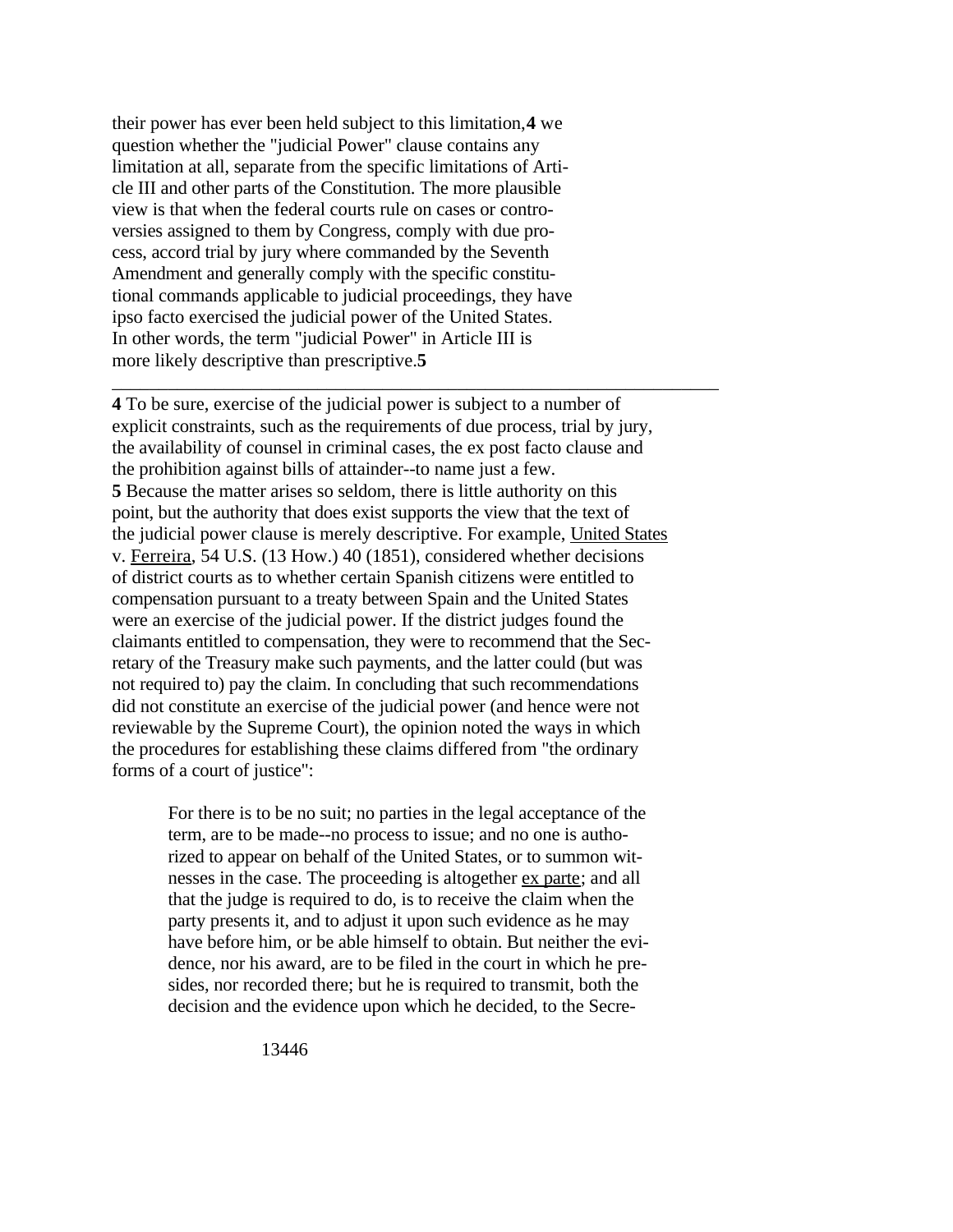their power has ever been held subject to this limitation,[4] we question whether the "judicial Power" clause contains any limitation at all, separate from the specific limitations of Article III and other parts of the Constitution. The more plausible view is that when the federal courts rule on cases or controversies assigned to them by Congress, comply with due process, accord trial by jury where commanded by the Seventh Amendment and generally comply with the specific constitutional commands applicable to judicial proceedings, they have ipso facto exercised the judicial power of the United States. In other words, the term "judicial Power" in Article III is more likely descriptive than prescriptive.[5]

---

**4** To be sure, exercise of the judicial power is subject to a number of explicit constraints, such as the requirements of due process, trial by jury, the availability of counsel in criminal cases, the ex post facto clause and the prohibition against bills of attainder--to name just a few.

**5** Because the matter arises so seldom, there is little authority on this point, but the authority that does exist supports the view that the text of the judicial power clause is merely descriptive. For example, United States v. Ferreira, 54 U.S. (13 How.) 40 (1851), considered whether decisions of district courts as to whether certain Spanish citizens were entitled to compensation pursuant to a treaty between Spain and the United States were an exercise of the judicial power. If the district judges found the claimants entitled to compensation, they were to recommend that the Secretary of the Treasury make such payments, and the latter could (but was not required to) pay the claim. In concluding that such recommendations did not constitute an exercise of the judicial power (and hence were not reviewable by the Supreme Court), the opinion noted the ways in which the procedures for establishing these claims differed from "the ordinary forms of a court of justice":

> For there is to be no suit; no parties in the legal acceptance of the term, are to be made--no process to issue; and no one is authorized to appear on behalf of the United States, or to summon witnesses in the case. The proceeding is altogether ex parte; and all that the judge is required to do, is to receive the claim when the party presents it, and to adjust it upon such evidence as he may have before him, or be able himself to obtain. But neither the evidence, nor his award, are to be filed in the court in which he presides, nor recorded there; but he is required to transmit, both the decision and the evidence upon which he decided, to the Secre-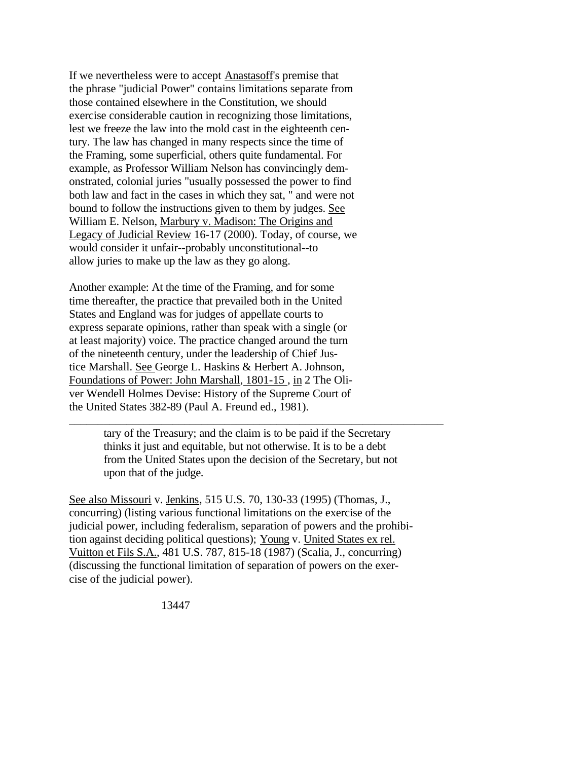If we nevertheless were to accept Anastasoff's premise that the phrase "judicial Power" contains limitations separate from those contained elsewhere in the Constitution, we should exercise considerable caution in recognizing those limitations, lest we freeze the law into the mold cast in the eighteenth century. The law has changed in many respects since the time of the Framing, some superficial, others quite fundamental. For example, as Professor William Nelson has convincingly demonstrated, colonial juries "usually possessed the power to find both law and fact in the cases in which they sat, " and were not bound to follow the instructions given to them by judges. See William E. Nelson, Marbury v. Madison: The Origins and Legacy of Judicial Review 16-17 (2000). Today, of course, we would consider it unfair--probably unconstitutional--to allow juries to make up the law as they go along.

Another example: At the time of the Framing, and for some time thereafter, the practice that prevailed both in the United States and England was for judges of appellate courts to express separate opinions, rather than speak with a single (or at least majority) voice. The practice changed around the turn of the nineteenth century, under the leadership of Chief Justice Marshall. See George L. Haskins & Herbert A. Johnson, Foundations of Power: John Marshall, 1801-15 , in 2 The Oliver Wendell Holmes Devise: History of the Supreme Court of the United States 382-89 (Paul A. Freund ed., 1981).

---

> tary of the Treasury; and the claim is to be paid if the Secretary thinks it just and equitable, but not otherwise. It is to be a debt from the United States upon the decision of the Secretary, but not upon that of the judge.

See also Missouri v. Jenkins, 515 U.S. 70, 130-33 (1995) (Thomas, J., concurring) (listing various functional limitations on the exercise of the judicial power, including federalism, separation of powers and the prohibition against deciding political questions); Young v. United States ex rel. Vuitton et Fils S.A., 481 U.S. 787, 815-18 (1987) (Scalia, J., concurring) (discussing the functional limitation of separation of powers on the exercise of the judicial power).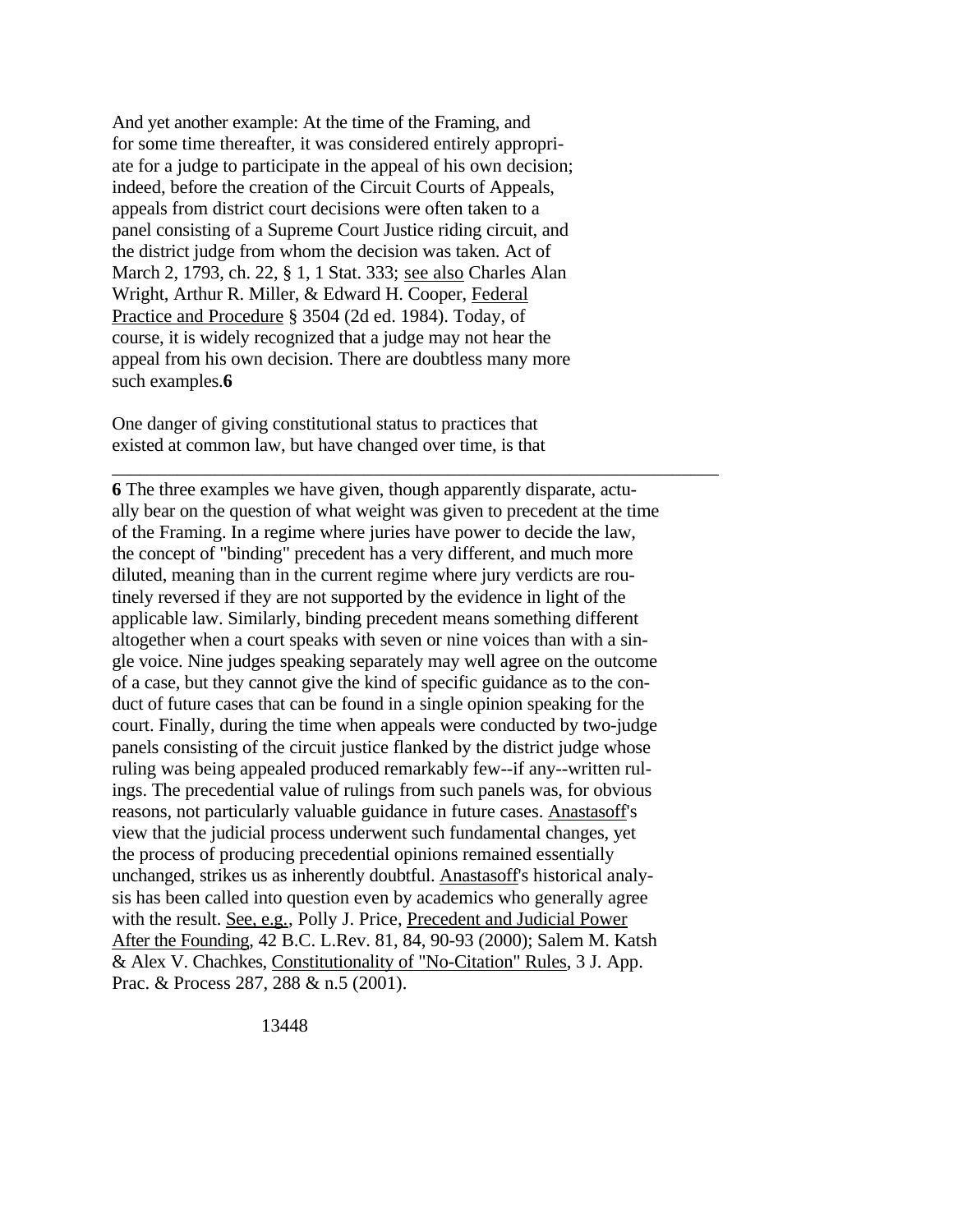And yet another example: At the time of the Framing, and for some time thereafter, it was considered entirely appropriate for a judge to participate in the appeal of his own decision; indeed, before the creation of the Circuit Courts of Appeals, appeals from district court decisions were often taken to a panel consisting of a Supreme Court Justice riding circuit, and the district judge from whom the decision was taken. Act of March 2, 1793, ch. 22, § 1, 1 Stat. 333; see also Charles Alan Wright, Arthur R. Miller, & Edward H. Cooper, Federal Practice and Procedure § 3504 (2d ed. 1984). Today, of course, it is widely recognized that a judge may not hear the appeal from his own decision. There are doubtless many more such examples.**6**

One danger of giving constitutional status to practices that existed at common law, but have changed over time, is that

---

**6** The three examples we have given, though apparently disparate, actually bear on the question of what weight was given to precedent at the time of the Framing. In a regime where juries have power to decide the law, the concept of "binding" precedent has a very different, and much more diluted, meaning than in the current regime where jury verdicts are routinely reversed if they are not supported by the evidence in light of the applicable law. Similarly, binding precedent means something different altogether when a court speaks with seven or nine voices than with a single voice. Nine judges speaking separately may well agree on the outcome of a case, but they cannot give the kind of specific guidance as to the conduct of future cases that can be found in a single opinion speaking for the court. Finally, during the time when appeals were conducted by two-judge panels consisting of the circuit justice flanked by the district judge whose ruling was being appealed produced remarkably few--if any--written rulings. The precedential value of rulings from such panels was, for obvious reasons, not particularly valuable guidance in future cases. Anastasoff's view that the judicial process underwent such fundamental changes, yet the process of producing precedential opinions remained essentially unchanged, strikes us as inherently doubtful. Anastasoff's historical analysis has been called into question even by academics who generally agree with the result. See, e.g., Polly J. Price, Precedent and Judicial Power After the Founding, 42 B.C. L.Rev. 81, 84, 90-93 (2000); Salem M. Katsh & Alex V. Chachkes, Constitutionality of "No-Citation" Rules, 3 J. App. Prac. & Process 287, 288 & n.5 (2001).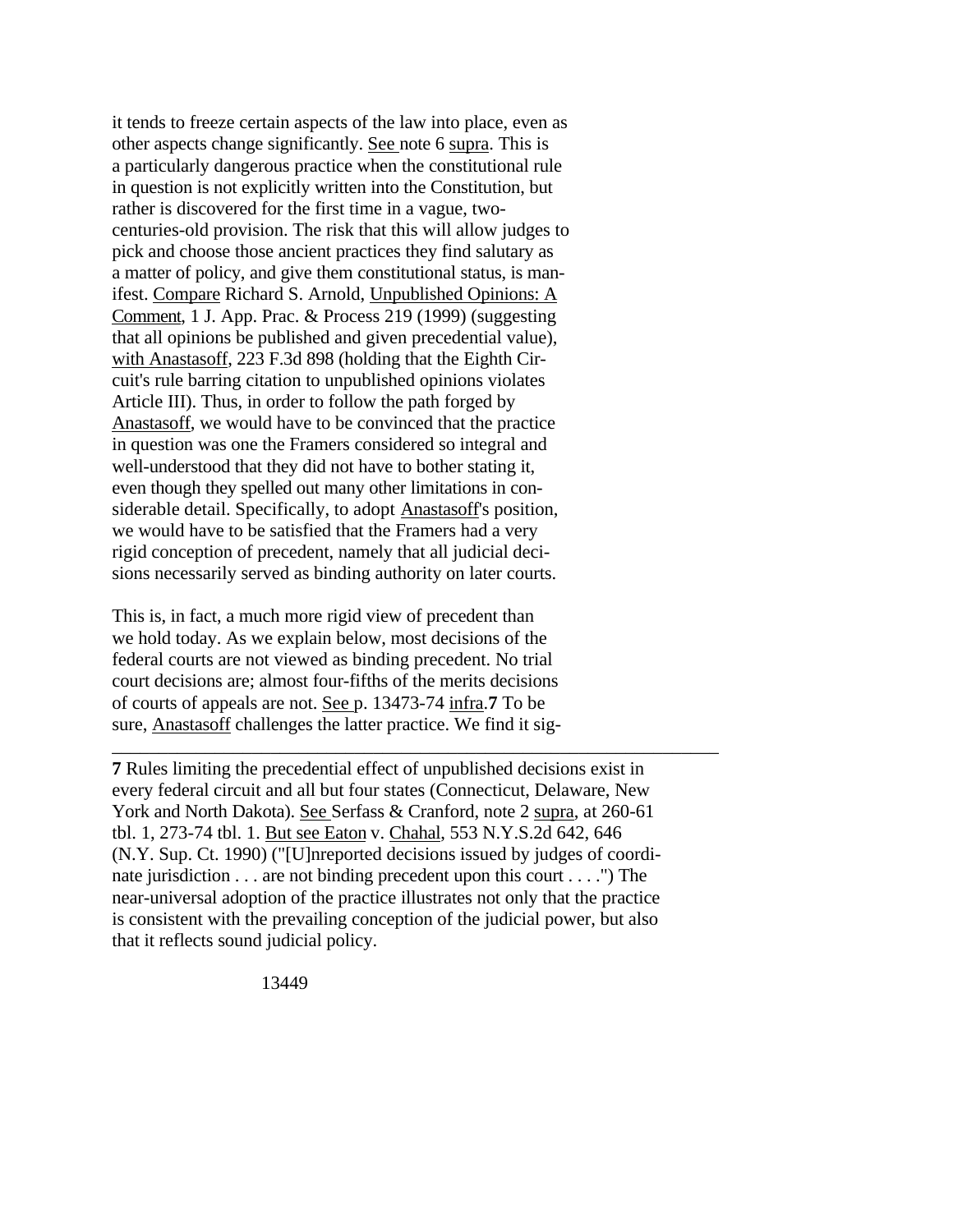it tends to freeze certain aspects of the law into place, even as other aspects change significantly. See note 6 supra. This is a particularly dangerous practice when the constitutional rule in question is not explicitly written into the Constitution, but rather is discovered for the first time in a vague, two-centuries-old provision. The risk that this will allow judges to pick and choose those ancient practices they find salutary as a matter of policy, and give them constitutional status, is manifest. Compare Richard S. Arnold, Unpublished Opinions: A Comment, 1 J. App. Prac. & Process 219 (1999) (suggesting that all opinions be published and given precedential value), with Anastasoff, 223 F.3d 898 (holding that the Eighth Circuit's rule barring citation to unpublished opinions violates Article III). Thus, in order to follow the path forged by Anastasoff, we would have to be convinced that the practice in question was one the Framers considered so integral and well-understood that they did not have to bother stating it, even though they spelled out many other limitations in considerable detail. Specifically, to adopt Anastasoff's position, we would have to be satisfied that the Framers had a very rigid conception of precedent, namely that all judicial decisions necessarily served as binding authority on later courts.

This is, in fact, a much more rigid view of precedent than we hold today. As we explain below, most decisions of the federal courts are not viewed as binding precedent. No trial court decisions are; almost four-fifths of the merits decisions of courts of appeals are not. See p. 13473-74 infra.[7] To be sure, Anastasoff challenges the latter practice. We find it sig-

---

**7** Rules limiting the precedential effect of unpublished decisions exist in every federal circuit and all but four states (Connecticut, Delaware, New York and North Dakota). See Serfass & Cranford, note 2 supra, at 260-61 tbl. 1, 273-74 tbl. 1. But see Eaton v. Chahal, 553 N.Y.S.2d 642, 646 (N.Y. Sup. Ct. 1990) ("[U]nreported decisions issued by judges of coordinate jurisdiction . . . are not binding precedent upon this court . . . .") The near-universal adoption of the practice illustrates not only that the practice is consistent with the prevailing conception of the judicial power, but also that it reflects sound judicial policy.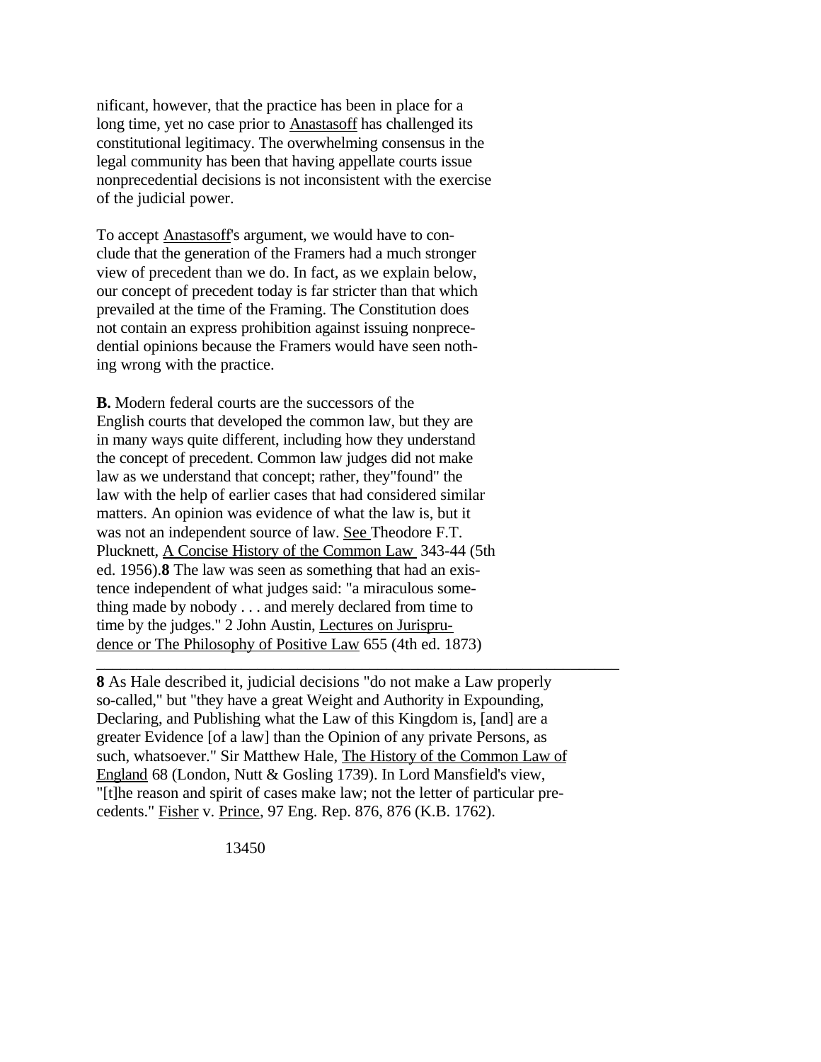nificant, however, that the practice has been in place for a long time, yet no case prior to Anastasoff has challenged its constitutional legitimacy. The overwhelming consensus in the legal community has been that having appellate courts issue nonprecedential decisions is not inconsistent with the exercise of the judicial power.

To accept Anastasoff's argument, we would have to conclude that the generation of the Framers had a much stronger view of precedent than we do. In fact, as we explain below, our concept of precedent today is far stricter than that which prevailed at the time of the Framing. The Constitution does not contain an express prohibition against issuing nonprecedential opinions because the Framers would have seen nothing wrong with the practice.

**B.** Modern federal courts are the successors of the English courts that developed the common law, but they are in many ways quite different, including how they understand the concept of precedent. Common law judges did not make law as we understand that concept; rather, they"found" the law with the help of earlier cases that had considered similar matters. An opinion was evidence of what the law is, but it was not an independent source of law. See Theodore F.T. Plucknett, A Concise History of the Common Law 343-44 (5th ed. 1956).**8** The law was seen as something that had an existence independent of what judges said: "a miraculous something made by nobody . . . and merely declared from time to time by the judges." 2 John Austin, Lectures on Jurisprudence or The Philosophy of Positive Law 655 (4th ed. 1873)

---

**8** As Hale described it, judicial decisions "do not make a Law properly so-called," but "they have a great Weight and Authority in Expounding, Declaring, and Publishing what the Law of this Kingdom is, [and] are a greater Evidence [of a law] than the Opinion of any private Persons, as such, whatsoever." Sir Matthew Hale, The History of the Common Law of England 68 (London, Nutt & Gosling 1739). In Lord Mansfield's view, "[t]he reason and spirit of cases make law; not the letter of particular precedents." Fisher v. Prince, 97 Eng. Rep. 876, 876 (K.B. 1762).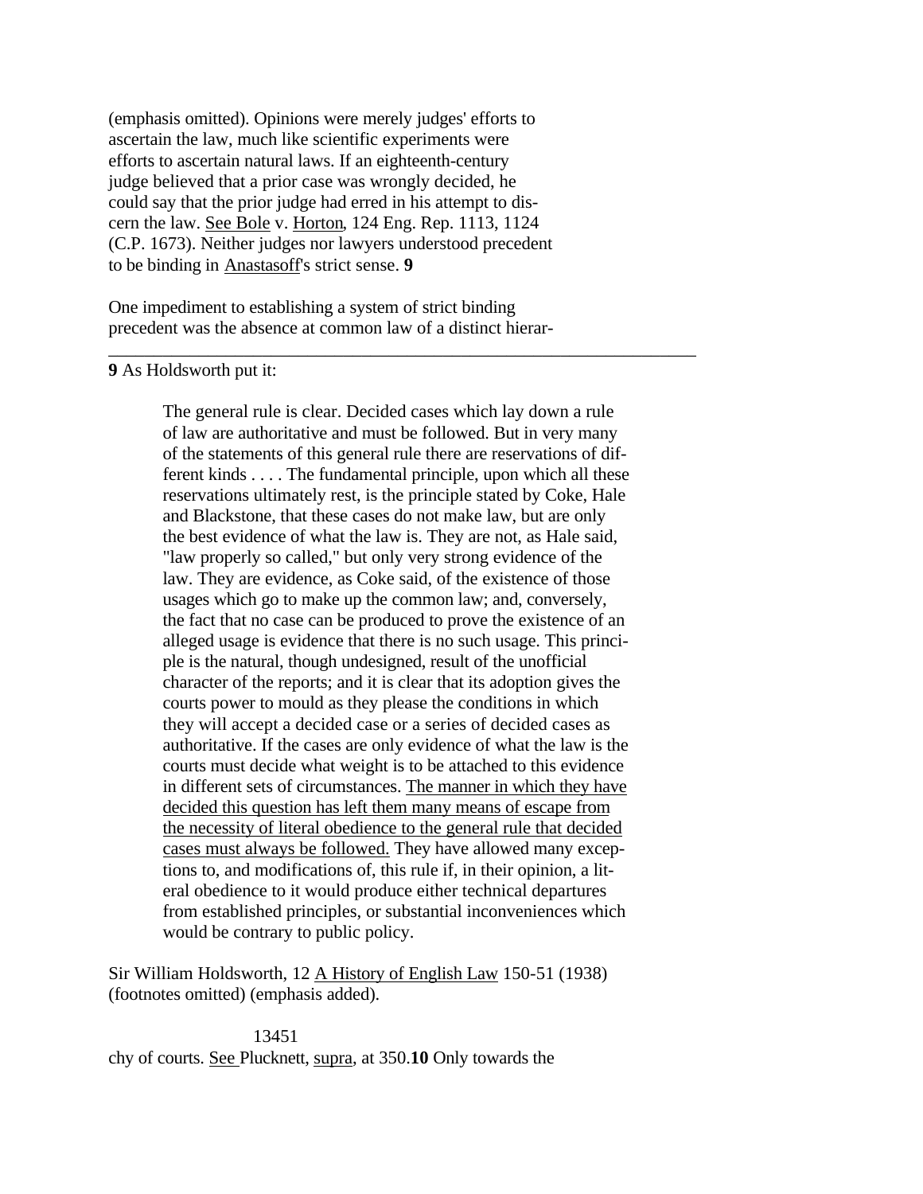(emphasis omitted). Opinions were merely judges' efforts to ascertain the law, much like scientific experiments were efforts to ascertain natural laws. If an eighteenth-century judge believed that a prior case was wrongly decided, he could say that the prior judge had erred in his attempt to discern the law. See Bole v. Horton, 124 Eng. Rep. 1113, 1124 (C.P. 1673). Neither judges nor lawyers understood precedent to be binding in Anastasoff's strict sense. **9**

One impediment to establishing a system of strict binding precedent was the absence at common law of a distinct hierarchy of courts. See Plucknett, supra, at 350.**10** Only towards the

---

**9** As Holdsworth put it:

> The general rule is clear. Decided cases which lay down a rule of law are authoritative and must be followed. But in very many of the statements of this general rule there are reservations of different kinds . . . . The fundamental principle, upon which all these reservations ultimately rest, is the principle stated by Coke, Hale and Blackstone, that these cases do not make law, but are only the best evidence of what the law is. They are not, as Hale said, "law properly so called," but only very strong evidence of the law. They are evidence, as Coke said, of the existence of those usages which go to make up the common law; and, conversely, the fact that no case can be produced to prove the existence of an alleged usage is evidence that there is no such usage. This principle is the natural, though undesigned, result of the unofficial character of the reports; and it is clear that its adoption gives the courts power to mould as they please the conditions in which they will accept a decided case or a series of decided cases as authoritative. If the cases are only evidence of what the law is the courts must decide what weight is to be attached to this evidence in different sets of circumstances. The manner in which they have decided this question has left them many means of escape from the necessity of literal obedience to the general rule that decided cases must always be followed. They have allowed many exceptions to, and modifications of, this rule if, in their opinion, a literal obedience to it would produce either technical departures from established principles, or substantial inconveniences which would be contrary to public policy.

Sir William Holdsworth, 12 A History of English Law 150-51 (1938) (footnotes omitted) (emphasis added).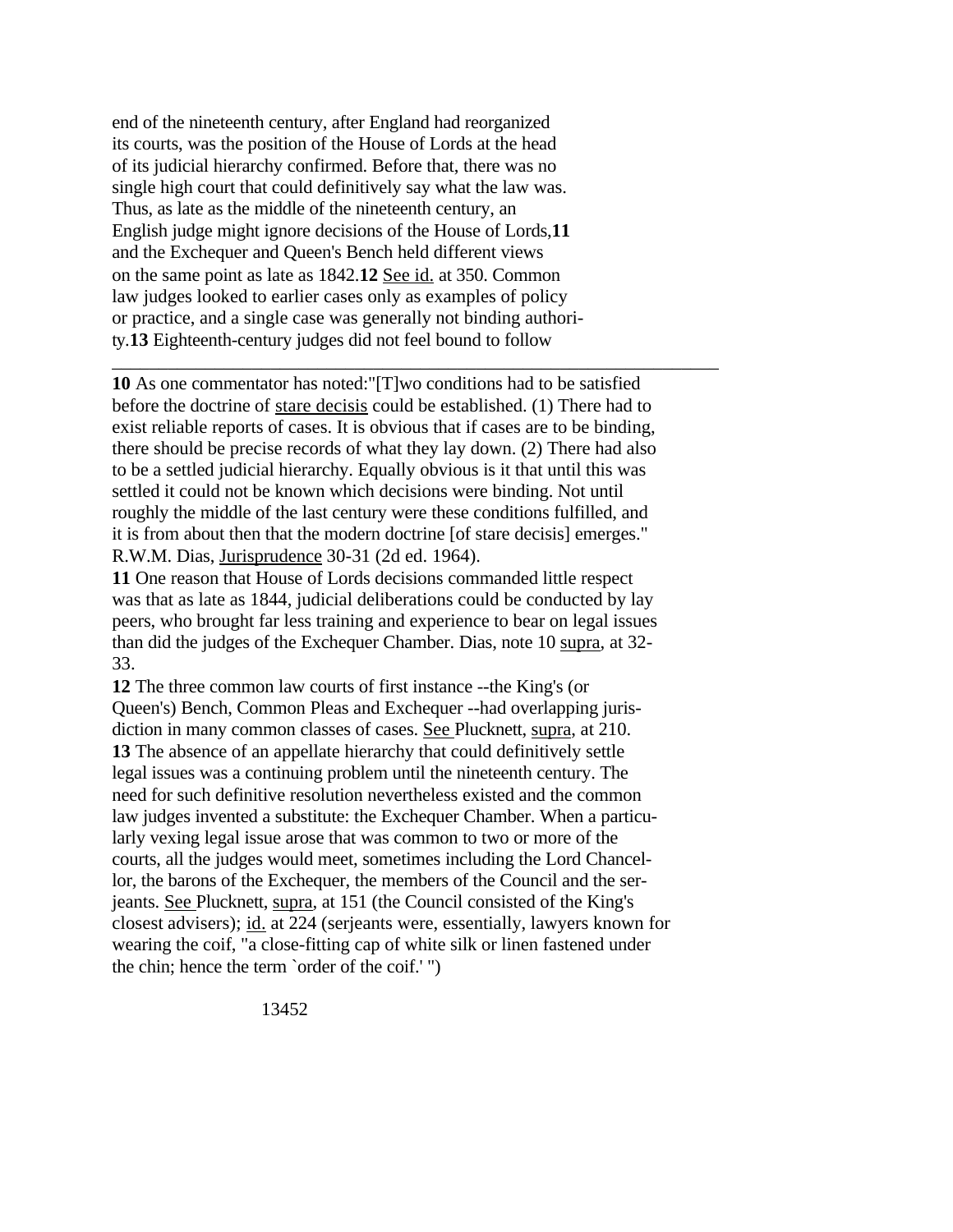end of the nineteenth century, after England had reorganized its courts, was the position of the House of Lords at the head of its judicial hierarchy confirmed. Before that, there was no single high court that could definitively say what the law was. Thus, as late as the middle of the nineteenth century, an English judge might ignore decisions of the House of Lords,[11] and the Exchequer and Queen's Bench held different views on the same point as late as 1842.[12] See id. at 350. Common law judges looked to earlier cases only as examples of policy or practice, and a single case was generally not binding authority.[13] Eighteenth-century judges did not feel bound to follow

---

**10** As one commentator has noted:"[T]wo conditions had to be satisfied before the doctrine of stare decisis could be established. (1) There had to exist reliable reports of cases. It is obvious that if cases are to be binding, there should be precise records of what they lay down. (2) There had also to be a settled judicial hierarchy. Equally obvious is it that until this was settled it could not be known which decisions were binding. Not until roughly the middle of the last century were these conditions fulfilled, and it is from about then that the modern doctrine [of stare decisis] emerges." R.W.M. Dias, Jurisprudence 30-31 (2d ed. 1964).

**11** One reason that House of Lords decisions commanded little respect was that as late as 1844, judicial deliberations could be conducted by lay peers, who brought far less training and experience to bear on legal issues than did the judges of the Exchequer Chamber. Dias, note 10 supra, at 32-33.

**12** The three common law courts of first instance --the King's (or Queen's) Bench, Common Pleas and Exchequer --had overlapping jurisdiction in many common classes of cases. See Plucknett, supra, at 210.

**13** The absence of an appellate hierarchy that could definitively settle legal issues was a continuing problem until the nineteenth century. The need for such definitive resolution nevertheless existed and the common law judges invented a substitute: the Exchequer Chamber. When a particularly vexing legal issue arose that was common to two or more of the courts, all the judges would meet, sometimes including the Lord Chancellor, the barons of the Exchequer, the members of the Council and the serjeants. See Plucknett, supra, at 151 (the Council consisted of the King's closest advisers); id. at 224 (serjeants were, essentially, lawyers known for wearing the coif, "a close-fitting cap of white silk or linen fastened under the chin; hence the term `order of the coif.' ")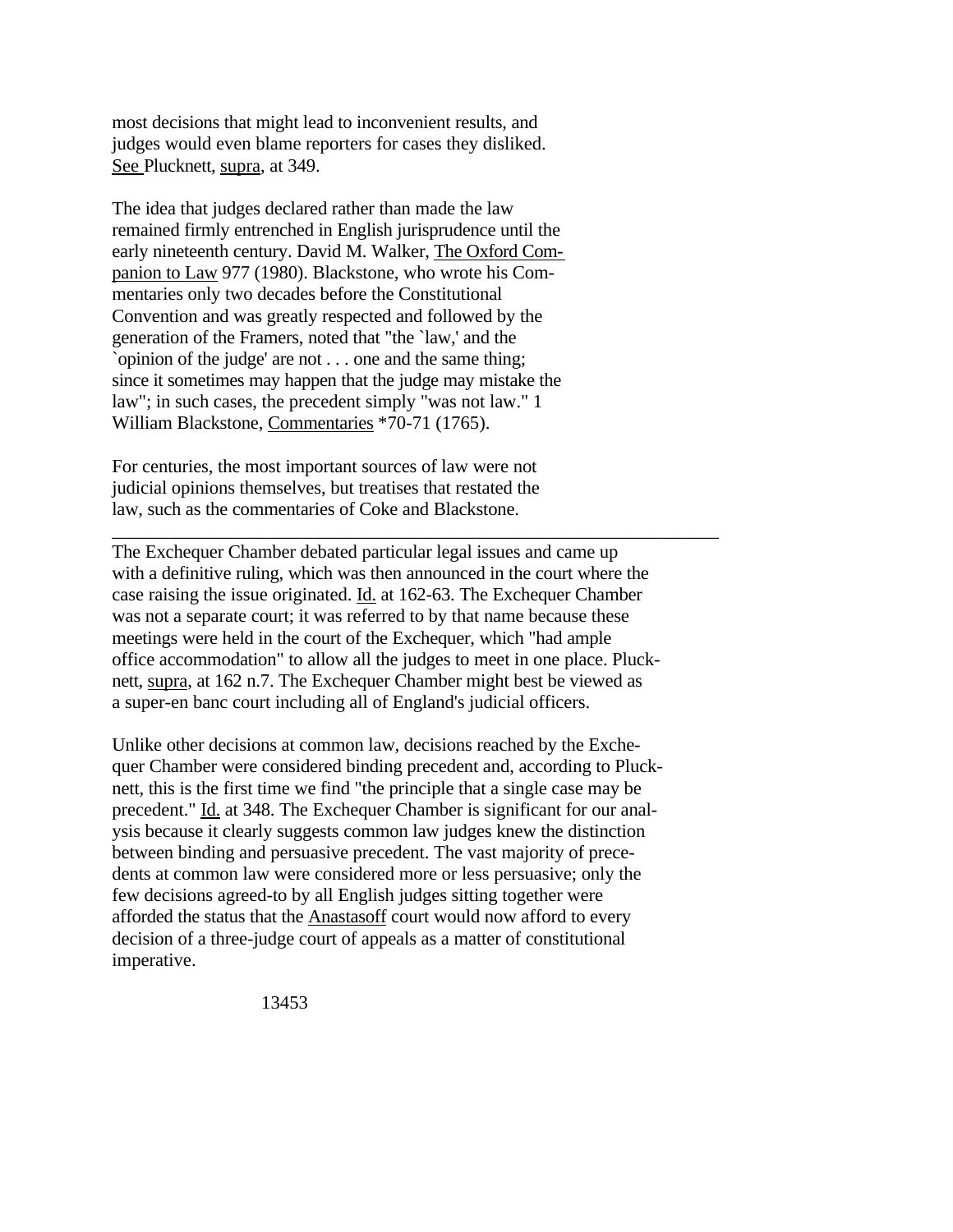most decisions that might lead to inconvenient results, and judges would even blame reporters for cases they disliked. See Plucknett, supra, at 349.

The idea that judges declared rather than made the law remained firmly entrenched in English jurisprudence until the early nineteenth century. David M. Walker, The Oxford Companion to Law 977 (1980). Blackstone, who wrote his Commentaries only two decades before the Constitutional Convention and was greatly respected and followed by the generation of the Framers, noted that "the `law,' and the `opinion of the judge' are not . . . one and the same thing; since it sometimes may happen that the judge may mistake the law"; in such cases, the precedent simply "was not law." 1 William Blackstone, Commentaries *70-71 (1765).

For centuries, the most important sources of law were not judicial opinions themselves, but treatises that restated the law, such as the commentaries of Coke and Blackstone.

---

The Exchequer Chamber debated particular legal issues and came up with a definitive ruling, which was then announced in the court where the case raising the issue originated. Id. at 162-63. The Exchequer Chamber was not a separate court; it was referred to by that name because these meetings were held in the court of the Exchequer, which "had ample office accommodation" to allow all the judges to meet in one place. Plucknett, supra, at 162 n.7. The Exchequer Chamber might best be viewed as a super-en banc court including all of England's judicial officers.

Unlike other decisions at common law, decisions reached by the Exchequer Chamber were considered binding precedent and, according to Plucknett, this is the first time we find "the principle that a single case may be precedent." Id. at 348. The Exchequer Chamber is significant for our analysis because it clearly suggests common law judges knew the distinction between binding and persuasive precedent. The vast majority of precedents at common law were considered more or less persuasive; only the few decisions agreed-to by all English judges sitting together were afforded the status that the Anastasoff court would now afford to every decision of a three-judge court of appeals as a matter of constitutional imperative.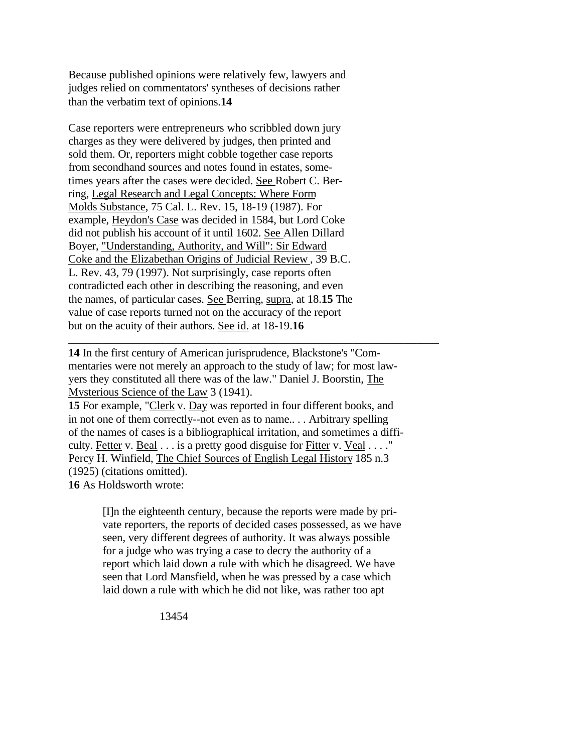Because published opinions were relatively few, lawyers and judges relied on commentators' syntheses of decisions rather than the verbatim text of opinions.[14]

Case reporters were entrepreneurs who scribbled down jury charges as they were delivered by judges, then printed and sold them. Or, reporters might cobble together case reports from secondhand sources and notes found in estates, sometimes years after the cases were decided. See Robert C. Berring, Legal Research and Legal Concepts: Where Form Molds Substance, 75 Cal. L. Rev. 15, 18-19 (1987). For example, Heydon's Case was decided in 1584, but Lord Coke did not publish his account of it until 1602. See Allen Dillard Boyer, "Understanding, Authority, and Will": Sir Edward Coke and the Elizabethan Origins of Judicial Review, 39 B.C. L. Rev. 43, 79 (1997). Not surprisingly, case reports often contradicted each other in describing the reasoning, and even the names, of particular cases. See Berring, supra, at 18.[15] The value of case reports turned not on the accuracy of the report but on the acuity of their authors. See id. at 18-19.[16]

---

**14** In the first century of American jurisprudence, Blackstone's "Commentaries were not merely an approach to the study of law; for most lawyers they constituted all there was of the law." Daniel J. Boorstin, The Mysterious Science of the Law 3 (1941).

**15** For example, "Clerk v. Day was reported in four different books, and in not one of them correctly--not even as to name.. . . Arbitrary spelling of the names of cases is a bibliographical irritation, and sometimes a difficulty. Fetter v. Beal . . . is a pretty good disguise for Fitter v. Veal . . . ." Percy H. Winfield, The Chief Sources of English Legal History 185 n.3 (1925) (citations omitted).

**16** As Holdsworth wrote:

> [I]n the eighteenth century, because the reports were made by private reporters, the reports of decided cases possessed, as we have seen, very different degrees of authority. It was always possible for a judge who was trying a case to decry the authority of a report which laid down a rule with which he disagreed. We have seen that Lord Mansfield, when he was pressed by a case which laid down a rule with which he did not like, was rather too apt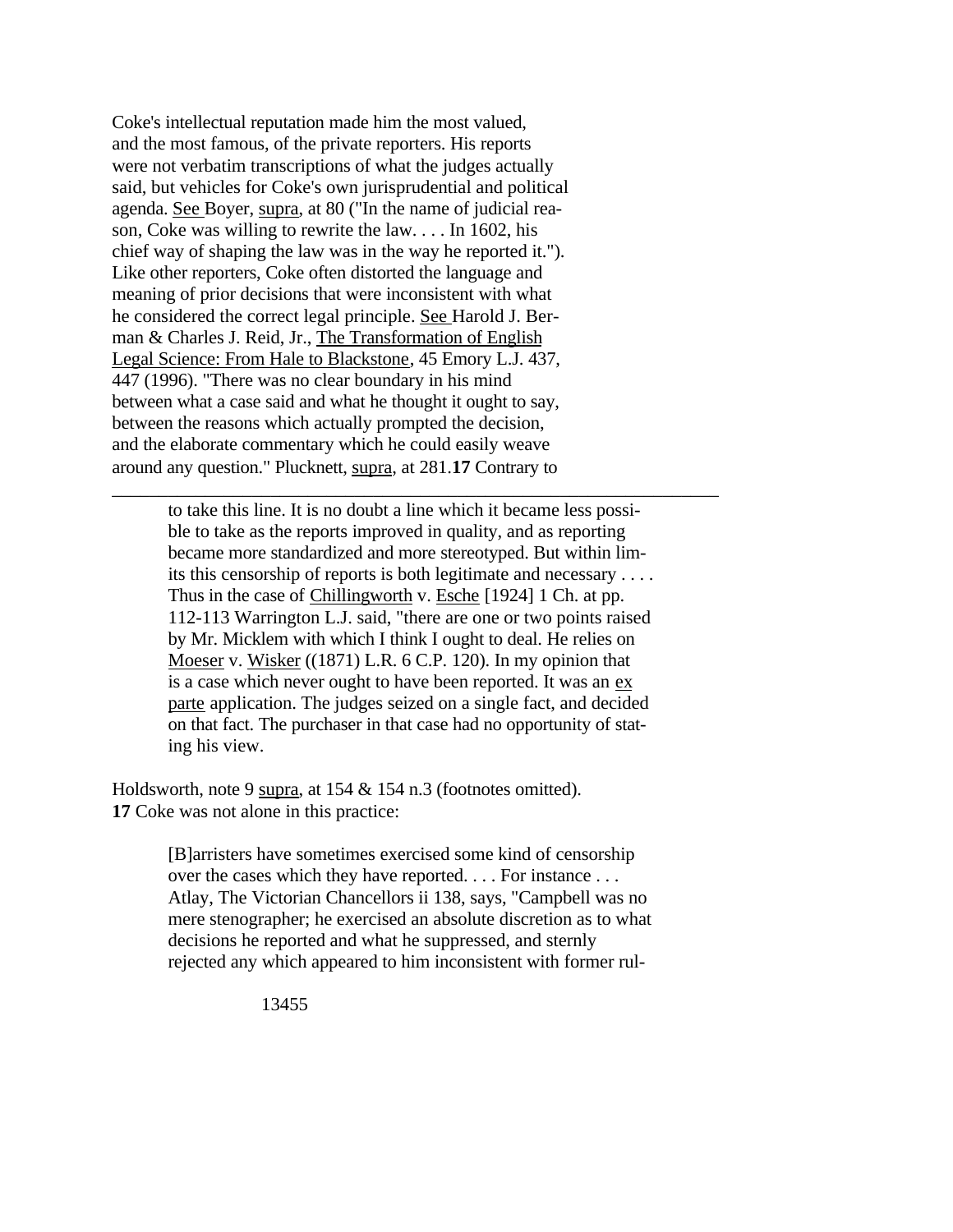Coke's intellectual reputation made him the most valued, and the most famous, of the private reporters. His reports were not verbatim transcriptions of what the judges actually said, but vehicles for Coke's own jurisprudential and political agenda. See Boyer, supra, at 80 ("In the name of judicial reason, Coke was willing to rewrite the law. . . . In 1602, his chief way of shaping the law was in the way he reported it."). Like other reporters, Coke often distorted the language and meaning of prior decisions that were inconsistent with what he considered the correct legal principle. See Harold J. Berman & Charles J. Reid, Jr., The Transformation of English Legal Science: From Hale to Blackstone, 45 Emory L.J. 437, 447 (1996). "There was no clear boundary in his mind between what a case said and what he thought it ought to say, between the reasons which actually prompted the decision, and the elaborate commentary which he could easily weave around any question." Plucknett, supra, at 281.**17** Contrary to

---

> to take this line. It is no doubt a line which it became less possible to take as the reports improved in quality, and as reporting became more standardized and more stereotyped. But within limits this censorship of reports is both legitimate and necessary . . . . Thus in the case of Chillingworth v. Esche [1924] 1 Ch. at pp. 112-113 Warrington L.J. said, "there are one or two points raised by Mr. Micklem with which I think I ought to deal. He relies on Moeser v. Wisker ((1871) L.R. 6 C.P. 120). In my opinion that is a case which never ought to have been reported. It was an ex parte application. The judges seized on a single fact, and decided on that fact. The purchaser in that case had no opportunity of stating his view.

Holdsworth, note 9 supra, at 154 & 154 n.3 (footnotes omitted).

**17** Coke was not alone in this practice:

> [B]arristers have sometimes exercised some kind of censorship over the cases which they have reported. . . . For instance . . . Atlay, The Victorian Chancellors ii 138, says, "Campbell was no mere stenographer; he exercised an absolute discretion as to what decisions he reported and what he suppressed, and sternly rejected any which appeared to him inconsistent with former rul-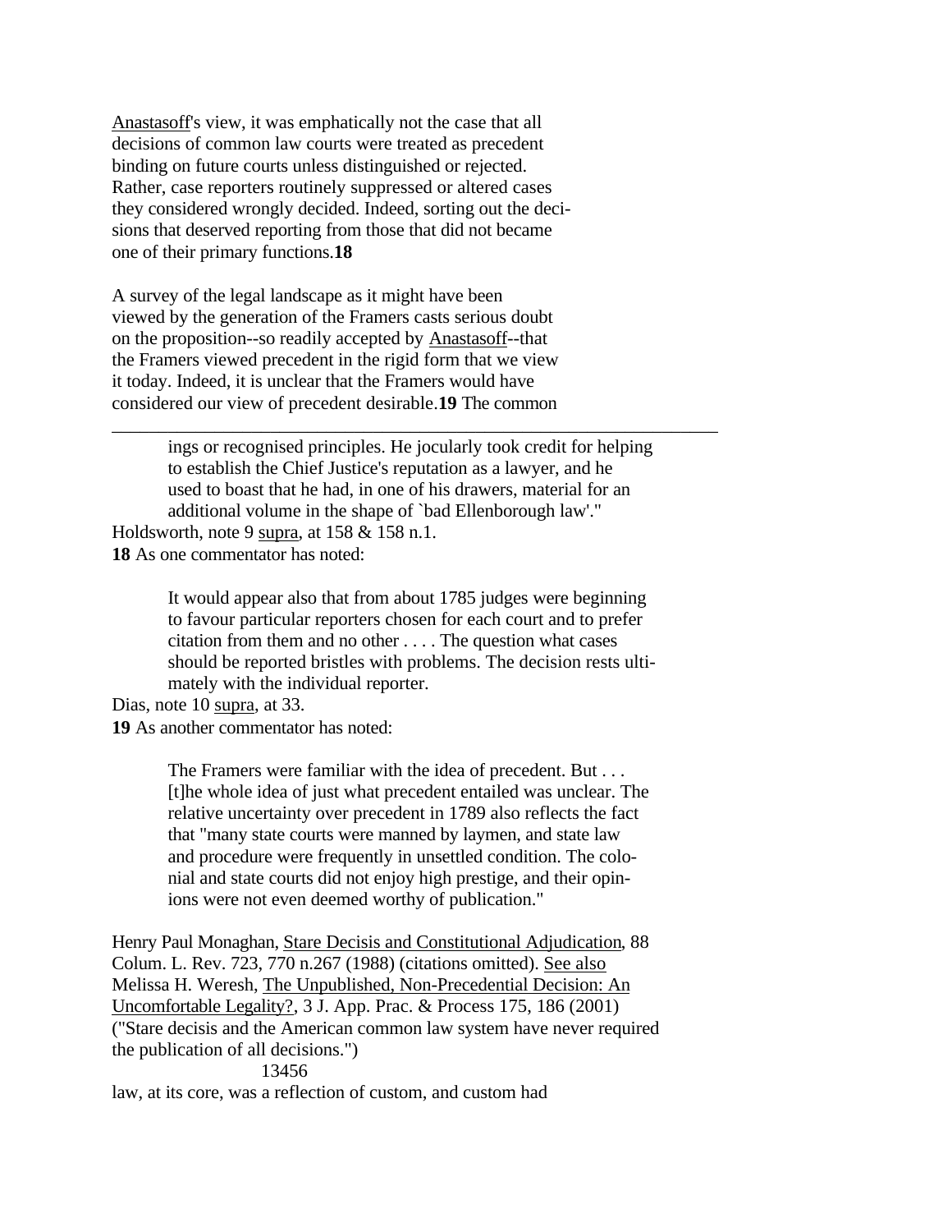Anastasoff's view, it was emphatically not the case that all decisions of common law courts were treated as precedent binding on future courts unless distinguished or rejected. Rather, case reporters routinely suppressed or altered cases they considered wrongly decided. Indeed, sorting out the decisions that deserved reporting from those that did not became one of their primary functions.**18**

A survey of the legal landscape as it might have been viewed by the generation of the Framers casts serious doubt on the proposition--so readily accepted by Anastasoff--that the Framers viewed precedent in the rigid form that we view it today. Indeed, it is unclear that the Framers would have considered our view of precedent desirable.**19** The common law, at its core, was a reflection of custom, and custom had

---

> ings or recognised principles. He jocularly took credit for helping to establish the Chief Justice's reputation as a lawyer, and he used to boast that he had, in one of his drawers, material for an additional volume in the shape of `bad Ellenborough law'."

Holdsworth, note 9 supra, at 158 & 158 n.1.

**18** As one commentator has noted:

> It would appear also that from about 1785 judges were beginning to favour particular reporters chosen for each court and to prefer citation from them and no other . . . . The question what cases should be reported bristles with problems. The decision rests ultimately with the individual reporter.

Dias, note 10 supra, at 33.

**19** As another commentator has noted:

> The Framers were familiar with the idea of precedent. But . . . [t]he whole idea of just what precedent entailed was unclear. The relative uncertainty over precedent in 1789 also reflects the fact that "many state courts were manned by laymen, and state law and procedure were frequently in unsettled condition. The colonial and state courts did not enjoy high prestige, and their opinions were not even deemed worthy of publication."

Henry Paul Monaghan, Stare Decisis and Constitutional Adjudication, 88 Colum. L. Rev. 723, 770 n.267 (1988) (citations omitted). See also Melissa H. Weresh, The Unpublished, Non-Precedential Decision: An Uncomfortable Legality?, 3 J. App. Prac. & Process 175, 186 (2001) ("Stare decisis and the American common law system have never required the publication of all decisions.")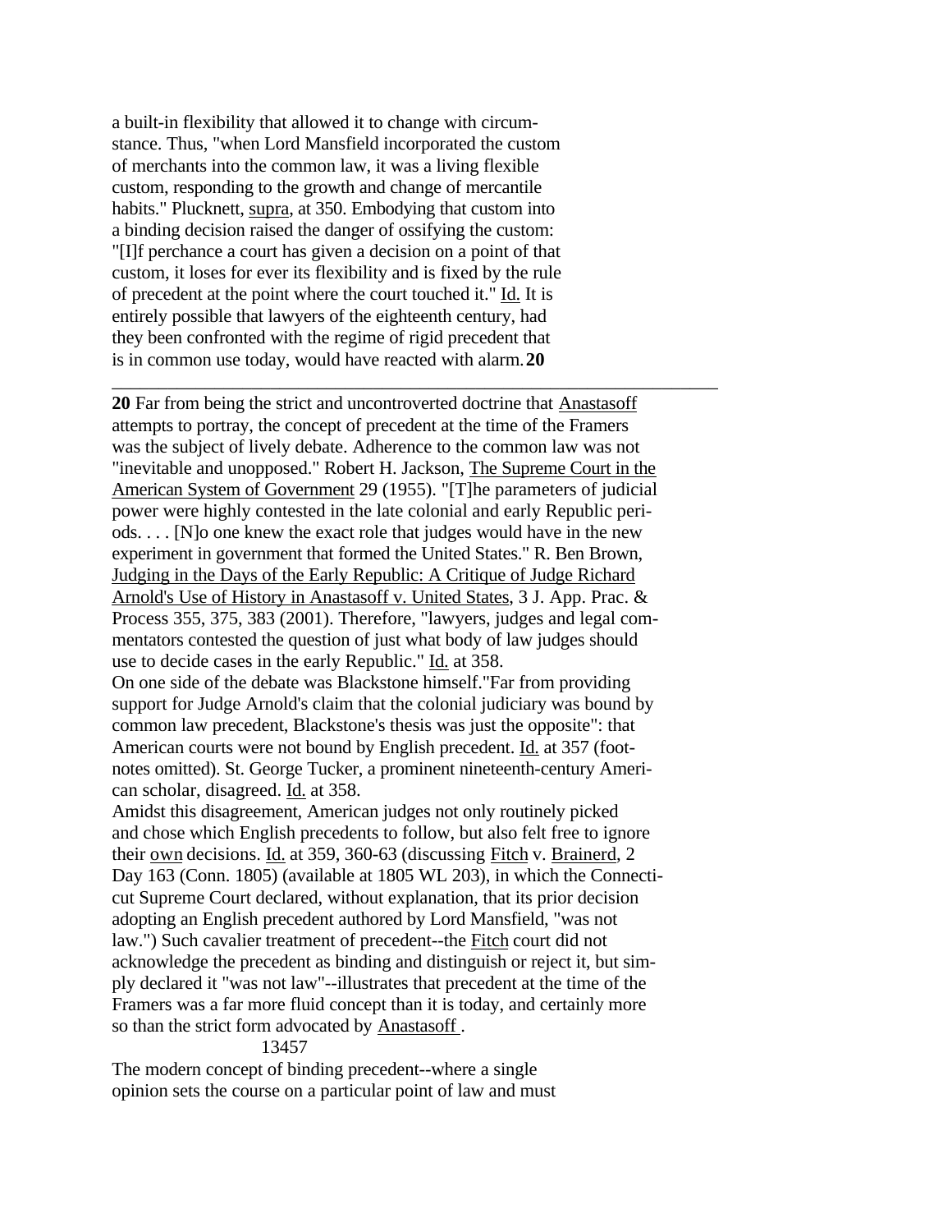a built-in flexibility that allowed it to change with circumstance. Thus, "when Lord Mansfield incorporated the custom of merchants into the common law, it was a living flexible custom, responding to the growth and change of mercantile habits." Plucknett, supra, at 350. Embodying that custom into a binding decision raised the danger of ossifying the custom: "[I]f perchance a court has given a decision on a point of that custom, it loses for ever its flexibility and is fixed by the rule of precedent at the point where the court touched it." Id. It is entirely possible that lawyers of the eighteenth century, had they been confronted with the regime of rigid precedent that is in common use today, would have reacted with alarm.[20]

---

**20** Far from being the strict and uncontroverted doctrine that Anastasoff attempts to portray, the concept of precedent at the time of the Framers was the subject of lively debate. Adherence to the common law was not "inevitable and unopposed." Robert H. Jackson, The Supreme Court in the American System of Government 29 (1955). "[T]he parameters of judicial power were highly contested in the late colonial and early Republic periods. . . . [N]o one knew the exact role that judges would have in the new experiment in government that formed the United States." R. Ben Brown, Judging in the Days of the Early Republic: A Critique of Judge Richard Arnold's Use of History in Anastasoff v. United States, 3 J. App. Prac. & Process 355, 375, 383 (2001). Therefore, "lawyers, judges and legal commentators contested the question of just what body of law judges should use to decide cases in the early Republic." Id. at 358.

On one side of the debate was Blackstone himself."Far from providing support for Judge Arnold's claim that the colonial judiciary was bound by common law precedent, Blackstone's thesis was just the opposite": that American courts were not bound by English precedent. Id. at 357 (footnotes omitted). St. George Tucker, a prominent nineteenth-century American scholar, disagreed. Id. at 358.

Amidst this disagreement, American judges not only routinely picked and chose which English precedents to follow, but also felt free to ignore their own decisions. Id. at 359, 360-63 (discussing Fitch v. Brainerd, 2 Day 163 (Conn. 1805) (available at 1805 WL 203), in which the Connecticut Supreme Court declared, without explanation, that its prior decision adopting an English precedent authored by Lord Mansfield, "was not law.") Such cavalier treatment of precedent--the Fitch court did not acknowledge the precedent as binding and distinguish or reject it, but simply declared it "was not law"--illustrates that precedent at the time of the Framers was a far more fluid concept than it is today, and certainly more so than the strict form advocated by Anastasoff.

13457

The modern concept of binding precedent--where a single opinion sets the course on a particular point of law and must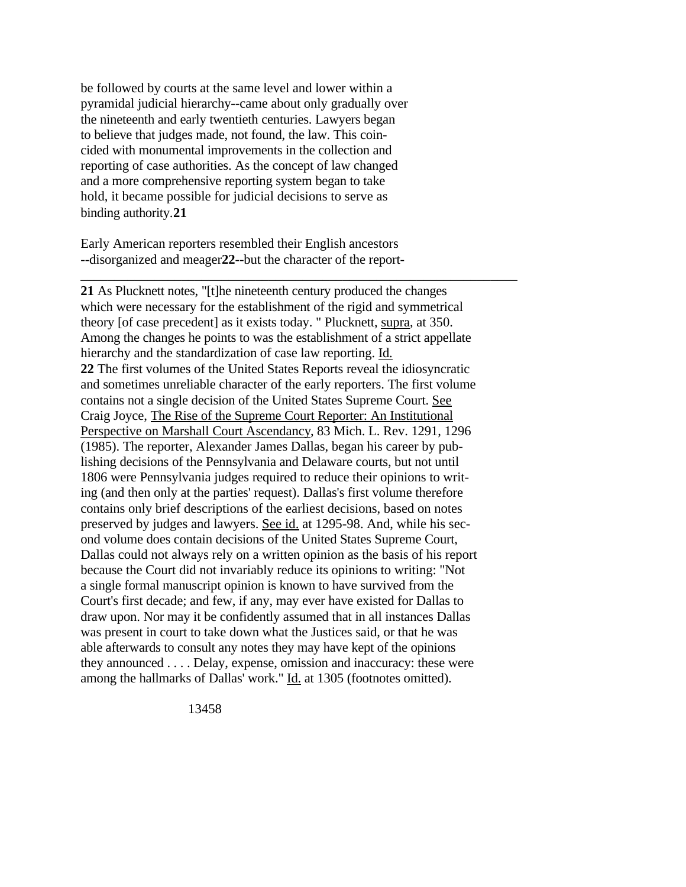be followed by courts at the same level and lower within a pyramidal judicial hierarchy--came about only gradually over the nineteenth and early twentieth centuries. Lawyers began to believe that judges made, not found, the law. This coincided with monumental improvements in the collection and reporting of case authorities. As the concept of law changed and a more comprehensive reporting system began to take hold, it became possible for judicial decisions to serve as binding authority.[21]

Early American reporters resembled their English ancestors --disorganized and meager[22]--but the character of the report-

---

**21** As Plucknett notes, "[t]he nineteenth century produced the changes which were necessary for the establishment of the rigid and symmetrical theory [of case precedent] as it exists today. " Plucknett, supra, at 350. Among the changes he points to was the establishment of a strict appellate hierarchy and the standardization of case law reporting. Id.

**22** The first volumes of the United States Reports reveal the idiosyncratic and sometimes unreliable character of the early reporters. The first volume contains not a single decision of the United States Supreme Court. See Craig Joyce, The Rise of the Supreme Court Reporter: An Institutional Perspective on Marshall Court Ascendancy, 83 Mich. L. Rev. 1291, 1296 (1985). The reporter, Alexander James Dallas, began his career by publishing decisions of the Pennsylvania and Delaware courts, but not until 1806 were Pennsylvania judges required to reduce their opinions to writing (and then only at the parties' request). Dallas's first volume therefore contains only brief descriptions of the earliest decisions, based on notes preserved by judges and lawyers. See id. at 1295-98. And, while his second volume does contain decisions of the United States Supreme Court, Dallas could not always rely on a written opinion as the basis of his report because the Court did not invariably reduce its opinions to writing: "Not a single formal manuscript opinion is known to have survived from the Court's first decade; and few, if any, may ever have existed for Dallas to draw upon. Nor may it be confidently assumed that in all instances Dallas was present in court to take down what the Justices said, or that he was able afterwards to consult any notes they may have kept of the opinions they announced . . . . Delay, expense, omission and inaccuracy: these were among the hallmarks of Dallas' work." Id. at 1305 (footnotes omitted).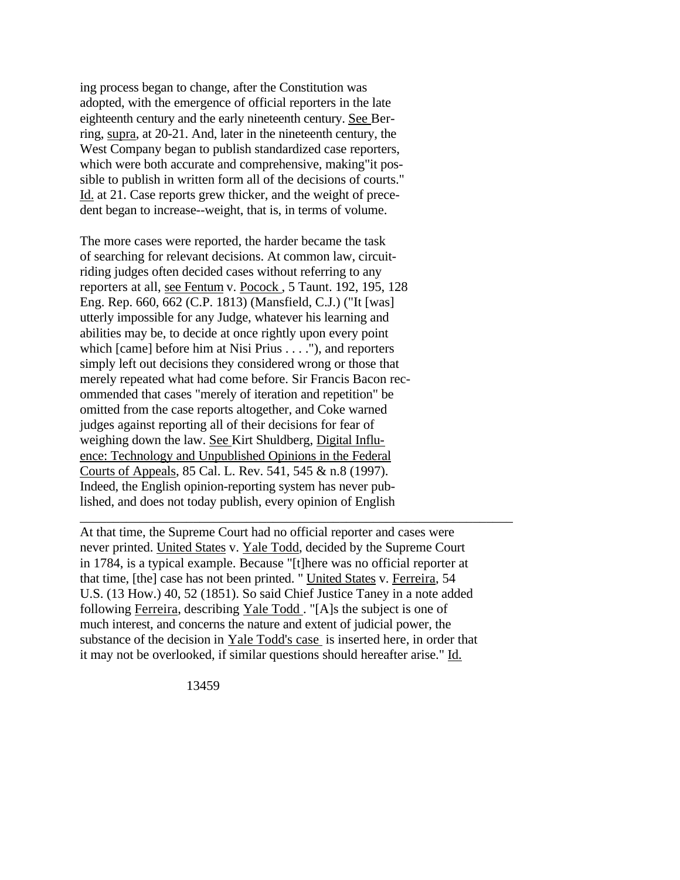ing process began to change, after the Constitution was adopted, with the emergence of official reporters in the late eighteenth century and the early nineteenth century. See Berring, supra, at 20-21. And, later in the nineteenth century, the West Company began to publish standardized case reporters, which were both accurate and comprehensive, making"it possible to publish in written form all of the decisions of courts." Id. at 21. Case reports grew thicker, and the weight of precedent began to increase--weight, that is, in terms of volume.

The more cases were reported, the harder became the task of searching for relevant decisions. At common law, circuit-riding judges often decided cases without referring to any reporters at all, see Fentum v. Pocock , 5 Taunt. 192, 195, 128 Eng. Rep. 660, 662 (C.P. 1813) (Mansfield, C.J.) ("It [was] utterly impossible for any Judge, whatever his learning and abilities may be, to decide at once rightly upon every point which [came] before him at Nisi Prius . . . ."), and reporters simply left out decisions they considered wrong or those that merely repeated what had come before. Sir Francis Bacon recommended that cases "merely of iteration and repetition" be omitted from the case reports altogether, and Coke warned judges against reporting all of their decisions for fear of weighing down the law. See Kirt Shuldberg, Digital Influence: Technology and Unpublished Opinions in the Federal Courts of Appeals, 85 Cal. L. Rev. 541, 545 & n.8 (1997). Indeed, the English opinion-reporting system has never published, and does not today publish, every opinion of English

---

At that time, the Supreme Court had no official reporter and cases were never printed. United States v. Yale Todd, decided by the Supreme Court in 1784, is a typical example. Because "[t]here was no official reporter at that time, [the] case has not been printed. " United States v. Ferreira, 54 U.S. (13 How.) 40, 52 (1851). So said Chief Justice Taney in a note added following Ferreira, describing Yale Todd . "[A]s the subject is one of much interest, and concerns the nature and extent of judicial power, the substance of the decision in Yale Todd's case is inserted here, in order that it may not be overlooked, if similar questions should hereafter arise." Id.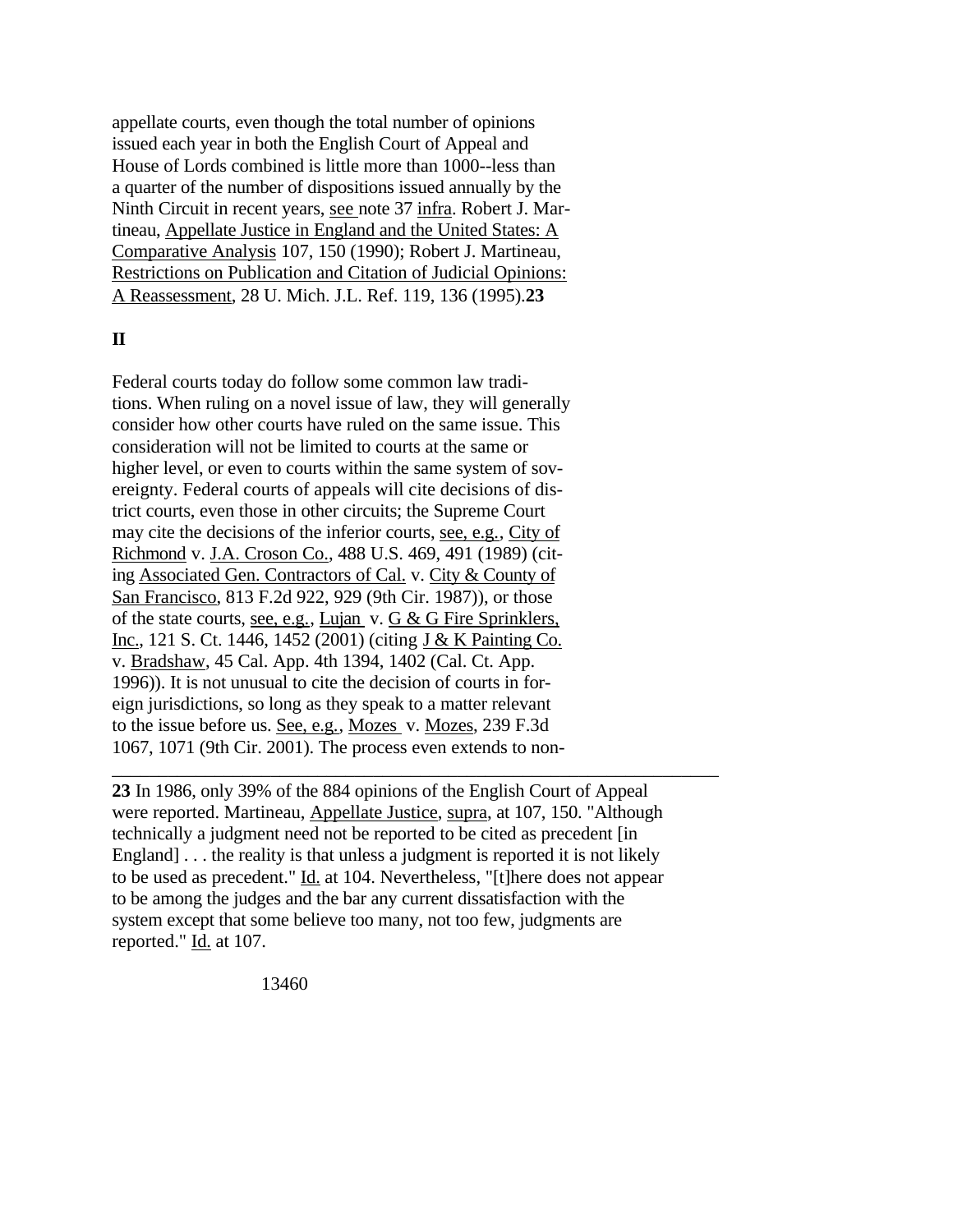appellate courts, even though the total number of opinions issued each year in both the English Court of Appeal and House of Lords combined is little more than 1000--less than a quarter of the number of dispositions issued annually by the Ninth Circuit in recent years, see note 37 infra. Robert J. Martineau, Appellate Justice in England and the United States: A Comparative Analysis 107, 150 (1990); Robert J. Martineau, Restrictions on Publication and Citation of Judicial Opinions: A Reassessment, 28 U. Mich. J.L. Ref. 119, 136 (1995).**23**

## II

Federal courts today do follow some common law traditions. When ruling on a novel issue of law, they will generally consider how other courts have ruled on the same issue. This consideration will not be limited to courts at the same or higher level, or even to courts within the same system of sovereignty. Federal courts of appeals will cite decisions of district courts, even those in other circuits; the Supreme Court may cite the decisions of the inferior courts, see, e.g., City of Richmond v. J.A. Croson Co., 488 U.S. 469, 491 (1989) (citing Associated Gen. Contractors of Cal. v. City & County of San Francisco, 813 F.2d 922, 929 (9th Cir. 1987)), or those of the state courts, see, e.g., Lujan v. G & G Fire Sprinklers, Inc., 121 S. Ct. 1446, 1452 (2001) (citing J & K Painting Co. v. Bradshaw, 45 Cal. App. 4th 1394, 1402 (Cal. Ct. App. 1996)). It is not unusual to cite the decision of courts in foreign jurisdictions, so long as they speak to a matter relevant to the issue before us. See, e.g., Mozes v. Mozes, 239 F.3d 1067, 1071 (9th Cir. 2001). The process even extends to non-

---

**23** In 1986, only 39% of the 884 opinions of the English Court of Appeal were reported. Martineau, Appellate Justice, supra, at 107, 150. "Although technically a judgment need not be reported to be cited as precedent [in England] . . . the reality is that unless a judgment is reported it is not likely to be used as precedent." Id. at 104. Nevertheless, "[t]here does not appear to be among the judges and the bar any current dissatisfaction with the system except that some believe too many, not too few, judgments are reported." Id. at 107.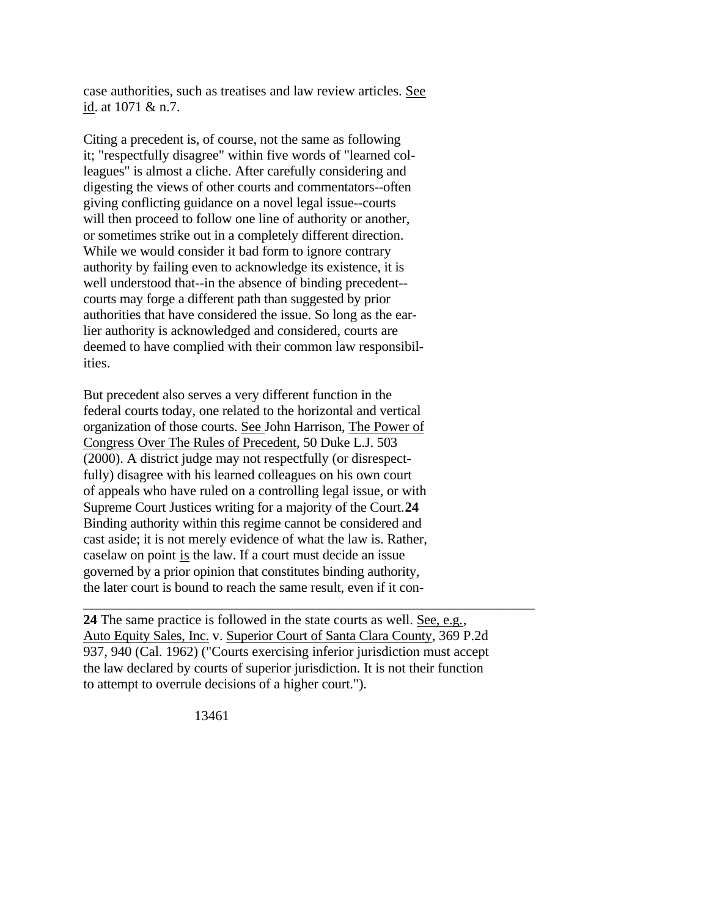case authorities, such as treatises and law review articles. See id. at 1071 & n.7.

Citing a precedent is, of course, not the same as following it; "respectfully disagree" within five words of "learned colleagues" is almost a cliche. After carefully considering and digesting the views of other courts and commentators--often giving conflicting guidance on a novel legal issue--courts will then proceed to follow one line of authority or another, or sometimes strike out in a completely different direction. While we would consider it bad form to ignore contrary authority by failing even to acknowledge its existence, it is well understood that--in the absence of binding precedent--courts may forge a different path than suggested by prior authorities that have considered the issue. So long as the earlier authority is acknowledged and considered, courts are deemed to have complied with their common law responsibilities.

But precedent also serves a very different function in the federal courts today, one related to the horizontal and vertical organization of those courts. See John Harrison, The Power of Congress Over The Rules of Precedent, 50 Duke L.J. 503 (2000). A district judge may not respectfully (or disrespectfully) disagree with his learned colleagues on his own court of appeals who have ruled on a controlling legal issue, or with Supreme Court Justices writing for a majority of the Court.**24** Binding authority within this regime cannot be considered and cast aside; it is not merely evidence of what the law is. Rather, caselaw on point is the law. If a court must decide an issue governed by a prior opinion that constitutes binding authority, the later court is bound to reach the same result, even if it con-

---

**24** The same practice is followed in the state courts as well. See, e.g., Auto Equity Sales, Inc. v. Superior Court of Santa Clara County, 369 P.2d 937, 940 (Cal. 1962) ("Courts exercising inferior jurisdiction must accept the law declared by courts of superior jurisdiction. It is not their function to attempt to overrule decisions of a higher court.").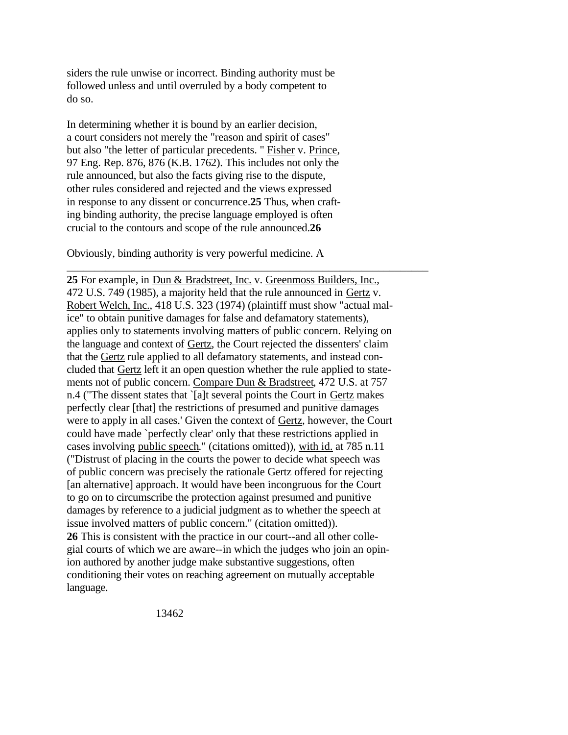siders the rule unwise or incorrect. Binding authority must be followed unless and until overruled by a body competent to do so.

In determining whether it is bound by an earlier decision, a court considers not merely the "reason and spirit of cases" but also "the letter of particular precedents." Fisher v. Prince, 97 Eng. Rep. 876, 876 (K.B. 1762). This includes not only the rule announced, but also the facts giving rise to the dispute, other rules considered and rejected and the views expressed in response to any dissent or concurrence.**25** Thus, when crafting binding authority, the precise language employed is often crucial to the contours and scope of the rule announced.**26**

Obviously, binding authority is very powerful medicine. A

---

**25** For example, in Dun & Bradstreet, Inc. v. Greenmoss Builders, Inc., 472 U.S. 749 (1985), a majority held that the rule announced in Gertz v. Robert Welch, Inc., 418 U.S. 323 (1974) (plaintiff must show "actual malice" to obtain punitive damages for false and defamatory statements), applies only to statements involving matters of public concern. Relying on the language and context of Gertz, the Court rejected the dissenters' claim that the Gertz rule applied to all defamatory statements, and instead concluded that Gertz left it an open question whether the rule applied to statements not of public concern. Compare Dun & Bradstreet, 472 U.S. at 757 n.4 ("The dissent states that `[a]t several points the Court in Gertz makes perfectly clear [that] the restrictions of presumed and punitive damages were to apply in all cases.' Given the context of Gertz, however, the Court could have made `perfectly clear' only that these restrictions applied in cases involving public speech." (citations omitted)), with id. at 785 n.11 ("Distrust of placing in the courts the power to decide what speech was of public concern was precisely the rationale Gertz offered for rejecting [an alternative] approach. It would have been incongruous for the Court to go on to circumscribe the protection against presumed and punitive damages by reference to a judicial judgment as to whether the speech at issue involved matters of public concern." (citation omitted)).

**26** This is consistent with the practice in our court--and all other collegial courts of which we are aware--in which the judges who join an opinion authored by another judge make substantive suggestions, often conditioning their votes on reaching agreement on mutually acceptable language.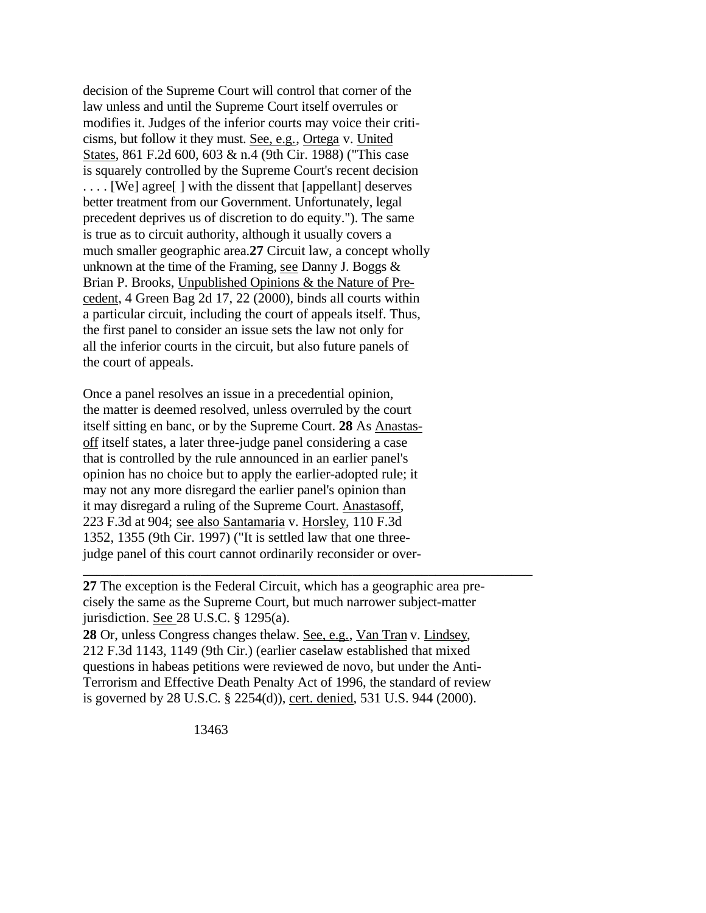decision of the Supreme Court will control that corner of the law unless and until the Supreme Court itself overrules or modifies it. Judges of the inferior courts may voice their criticisms, but follow it they must. See, e.g., Ortega v. United States, 861 F.2d 600, 603 & n.4 (9th Cir. 1988) ("This case is squarely controlled by the Supreme Court's recent decision . . . . [We] agree[ ] with the dissent that [appellant] deserves better treatment from our Government. Unfortunately, legal precedent deprives us of discretion to do equity."). The same is true as to circuit authority, although it usually covers a much smaller geographic area.**27** Circuit law, a concept wholly unknown at the time of the Framing, see Danny J. Boggs & Brian P. Brooks, Unpublished Opinions & the Nature of Precedent, 4 Green Bag 2d 17, 22 (2000), binds all courts within a particular circuit, including the court of appeals itself. Thus, the first panel to consider an issue sets the law not only for all the inferior courts in the circuit, but also future panels of the court of appeals.

Once a panel resolves an issue in a precedential opinion, the matter is deemed resolved, unless overruled by the court itself sitting en banc, or by the Supreme Court. **28** As Anastasoff itself states, a later three-judge panel considering a case that is controlled by the rule announced in an earlier panel's opinion has no choice but to apply the earlier-adopted rule; it may not any more disregard the earlier panel's opinion than it may disregard a ruling of the Supreme Court. Anastasoff, 223 F.3d at 904; see also Santamaria v. Horsley, 110 F.3d 1352, 1355 (9th Cir. 1997) ("It is settled law that one three-judge panel of this court cannot ordinarily reconsider or over-

---

**27** The exception is the Federal Circuit, which has a geographic area precisely the same as the Supreme Court, but much narrower subject-matter jurisdiction. See 28 U.S.C. § 1295(a).

**28** Or, unless Congress changes thelaw. See, e.g., Van Tran v. Lindsey, 212 F.3d 1143, 1149 (9th Cir.) (earlier caselaw established that mixed questions in habeas petitions were reviewed de novo, but under the Anti-Terrorism and Effective Death Penalty Act of 1996, the standard of review is governed by 28 U.S.C. § 2254(d)), cert. denied, 531 U.S. 944 (2000).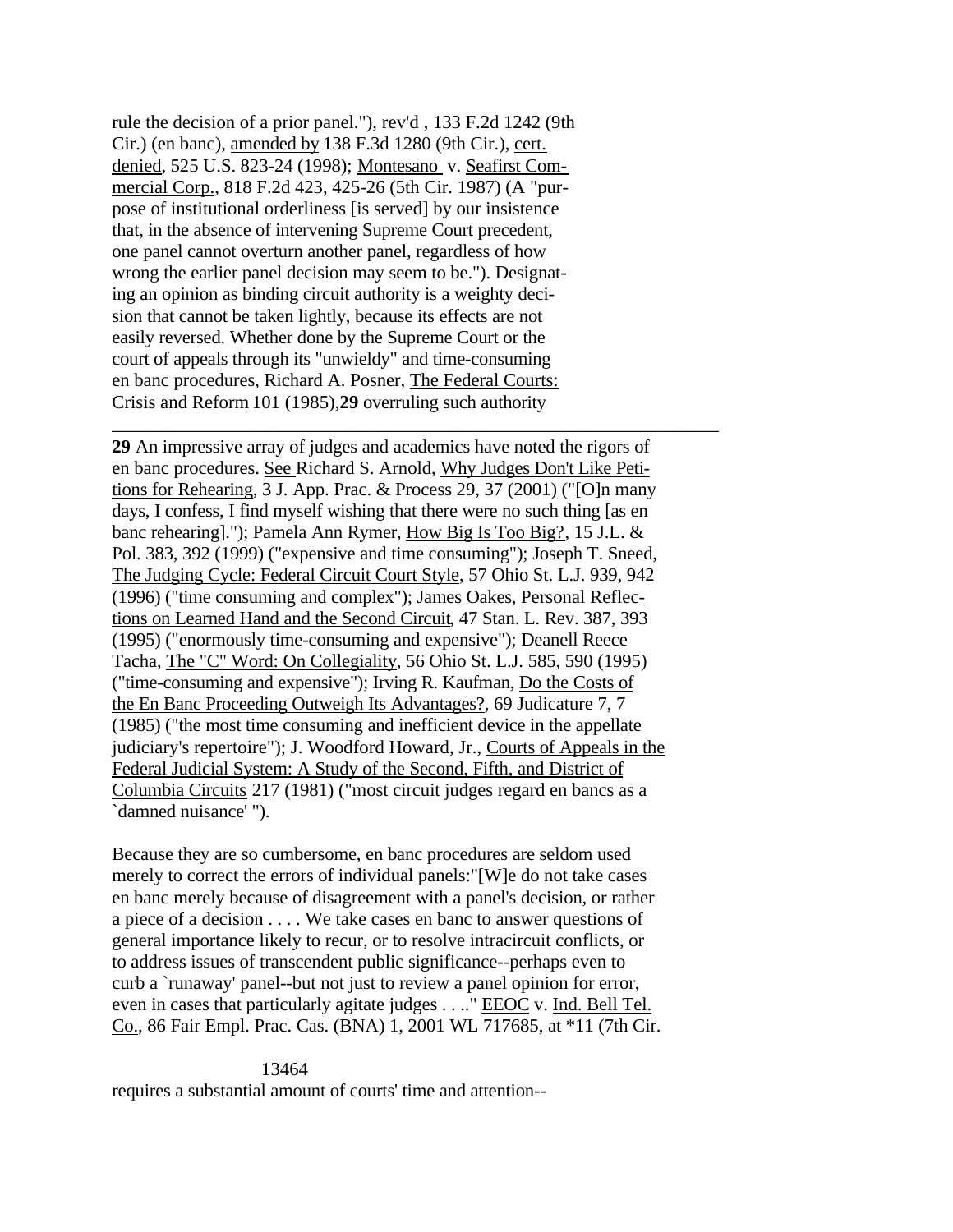rule the decision of a prior panel."), rev'd , 133 F.2d 1242 (9th Cir.) (en banc), amended by 138 F.3d 1280 (9th Cir.), cert. denied, 525 U.S. 823-24 (1998); Montesano v. Seafirst Commercial Corp., 818 F.2d 423, 425-26 (5th Cir. 1987) (A "purpose of institutional orderliness [is served] by our insistence that, in the absence of intervening Supreme Court precedent, one panel cannot overturn another panel, regardless of how wrong the earlier panel decision may seem to be."). Designating an opinion as binding circuit authority is a weighty decision that cannot be taken lightly, because its effects are not easily reversed. Whether done by the Supreme Court or the court of appeals through its "unwieldy" and time-consuming en banc procedures, Richard A. Posner, The Federal Courts: Crisis and Reform 101 (1985),**29** overruling such authority requires a substantial amount of courts' time and attention--

---

**29** An impressive array of judges and academics have noted the rigors of en banc procedures. See Richard S. Arnold, Why Judges Don't Like Petitions for Rehearing, 3 J. App. Prac. & Process 29, 37 (2001) ("[O]n many days, I confess, I find myself wishing that there were no such thing [as en banc rehearing]."); Pamela Ann Rymer, How Big Is Too Big?, 15 J.L. & Pol. 383, 392 (1999) ("expensive and time consuming"); Joseph T. Sneed, The Judging Cycle: Federal Circuit Court Style, 57 Ohio St. L.J. 939, 942 (1996) ("time consuming and complex"); James Oakes, Personal Reflections on Learned Hand and the Second Circuit, 47 Stan. L. Rev. 387, 393 (1995) ("enormously time-consuming and expensive"); Deanell Reece Tacha, The "C" Word: On Collegiality, 56 Ohio St. L.J. 585, 590 (1995) ("time-consuming and expensive"); Irving R. Kaufman, Do the Costs of the En Banc Proceeding Outweigh Its Advantages?, 69 Judicature 7, 7 (1985) ("the most time consuming and inefficient device in the appellate judiciary's repertoire"); J. Woodford Howard, Jr., Courts of Appeals in the Federal Judicial System: A Study of the Second, Fifth, and District of Columbia Circuits 217 (1981) ("most circuit judges regard en bancs as a `damned nuisance' ").

Because they are so cumbersome, en banc procedures are seldom used merely to correct the errors of individual panels:"[W]e do not take cases en banc merely because of disagreement with a panel's decision, or rather a piece of a decision . . . . We take cases en banc to answer questions of general importance likely to recur, or to resolve intracircuit conflicts, or to address issues of transcendent public significance--perhaps even to curb a `runaway' panel--but not just to review a panel opinion for error, even in cases that particularly agitate judges . . .." EEOC v. Ind. Bell Tel. Co., 86 Fair Empl. Prac. Cas. (BNA) 1, 2001 WL 717685, at *11 (7th Cir.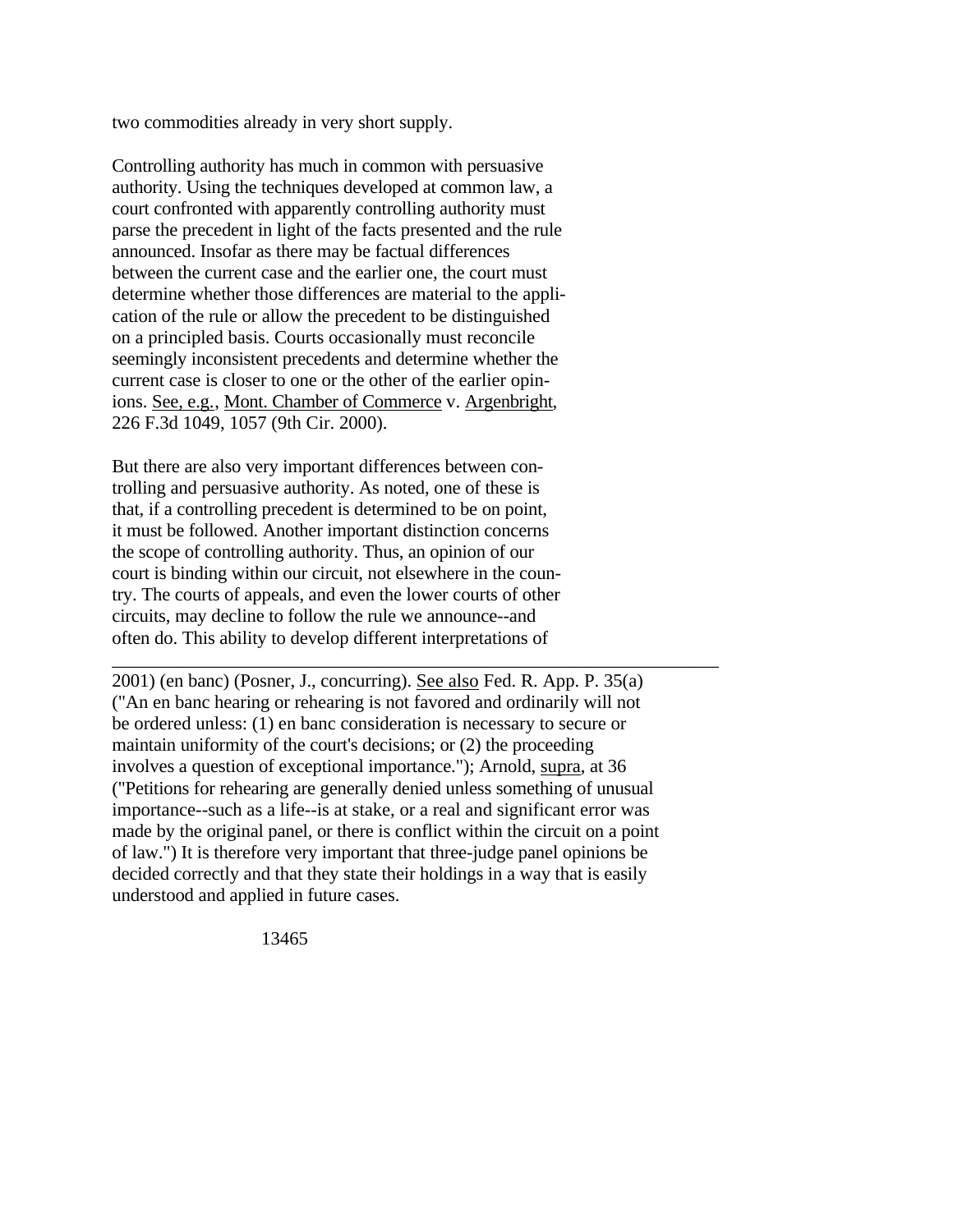two commodities already in very short supply.

Controlling authority has much in common with persuasive authority. Using the techniques developed at common law, a court confronted with apparently controlling authority must parse the precedent in light of the facts presented and the rule announced. Insofar as there may be factual differences between the current case and the earlier one, the court must determine whether those differences are material to the application of the rule or allow the precedent to be distinguished on a principled basis. Courts occasionally must reconcile seemingly inconsistent precedents and determine whether the current case is closer to one or the other of the earlier opinions. See, e.g., Mont. Chamber of Commerce v. Argenbright, 226 F.3d 1049, 1057 (9th Cir. 2000).

But there are also very important differences between controlling and persuasive authority. As noted, one of these is that, if a controlling precedent is determined to be on point, it must be followed. Another important distinction concerns the scope of controlling authority. Thus, an opinion of our court is binding within our circuit, not elsewhere in the country. The courts of appeals, and even the lower courts of other circuits, may decline to follow the rule we announce--and often do. This ability to develop different interpretations of

---

2001) (en banc) (Posner, J., concurring). See also Fed. R. App. P. 35(a) ("An en banc hearing or rehearing is not favored and ordinarily will not be ordered unless: (1) en banc consideration is necessary to secure or maintain uniformity of the court's decisions; or (2) the proceeding involves a question of exceptional importance."); Arnold, supra, at 36 ("Petitions for rehearing are generally denied unless something of unusual importance--such as a life--is at stake, or a real and significant error was made by the original panel, or there is conflict within the circuit on a point of law.") It is therefore very important that three-judge panel opinions be decided correctly and that they state their holdings in a way that is easily understood and applied in future cases.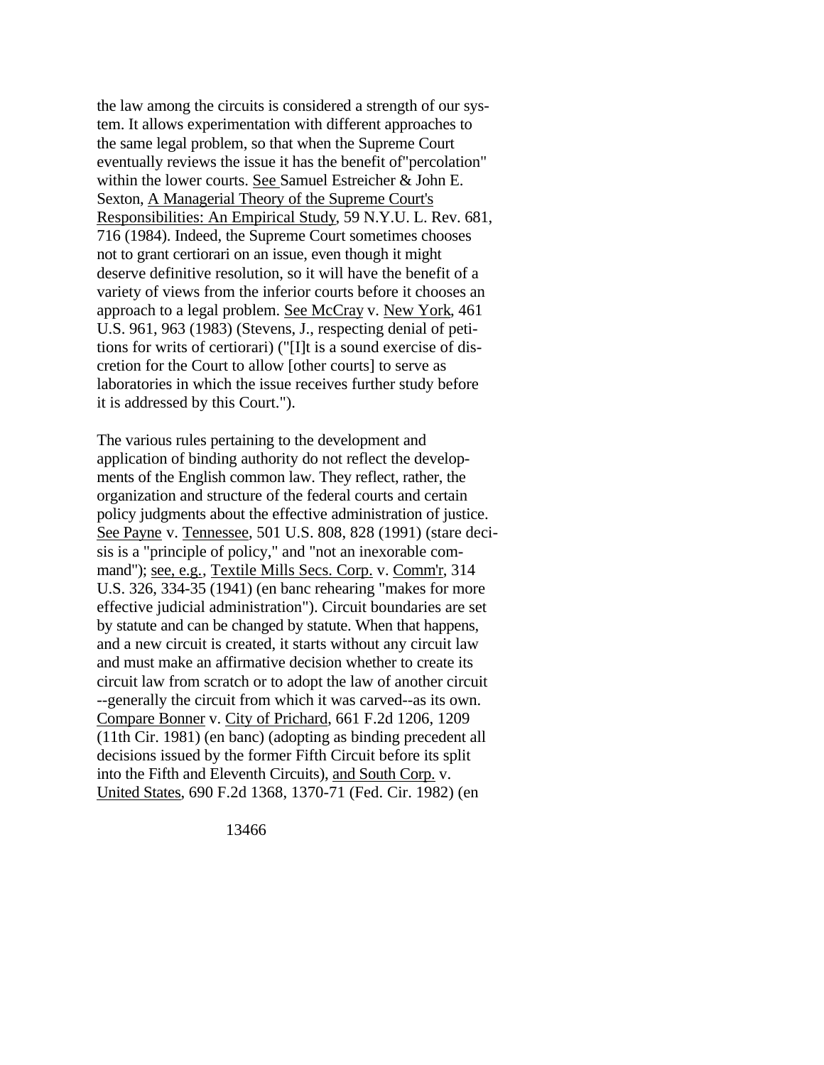the law among the circuits is considered a strength of our system. It allows experimentation with different approaches to the same legal problem, so that when the Supreme Court eventually reviews the issue it has the benefit of"percolation" within the lower courts. See Samuel Estreicher & John E. Sexton, A Managerial Theory of the Supreme Court's Responsibilities: An Empirical Study, 59 N.Y.U. L. Rev. 681, 716 (1984). Indeed, the Supreme Court sometimes chooses not to grant certiorari on an issue, even though it might deserve definitive resolution, so it will have the benefit of a variety of views from the inferior courts before it chooses an approach to a legal problem. See McCray v. New York, 461 U.S. 961, 963 (1983) (Stevens, J., respecting denial of petitions for writs of certiorari) ("[I]t is a sound exercise of discretion for the Court to allow [other courts] to serve as laboratories in which the issue receives further study before it is addressed by this Court.").

The various rules pertaining to the development and application of binding authority do not reflect the developments of the English common law. They reflect, rather, the organization and structure of the federal courts and certain policy judgments about the effective administration of justice. See Payne v. Tennessee, 501 U.S. 808, 828 (1991) (stare decisis is a "principle of policy," and "not an inexorable command"); see, e.g., Textile Mills Secs. Corp. v. Comm'r, 314 U.S. 326, 334-35 (1941) (en banc rehearing "makes for more effective judicial administration"). Circuit boundaries are set by statute and can be changed by statute. When that happens, and a new circuit is created, it starts without any circuit law and must make an affirmative decision whether to create its circuit law from scratch or to adopt the law of another circuit --generally the circuit from which it was carved--as its own. Compare Bonner v. City of Prichard, 661 F.2d 1206, 1209 (11th Cir. 1981) (en banc) (adopting as binding precedent all decisions issued by the former Fifth Circuit before its split into the Fifth and Eleventh Circuits), and South Corp. v. United States, 690 F.2d 1368, 1370-71 (Fed. Cir. 1982) (en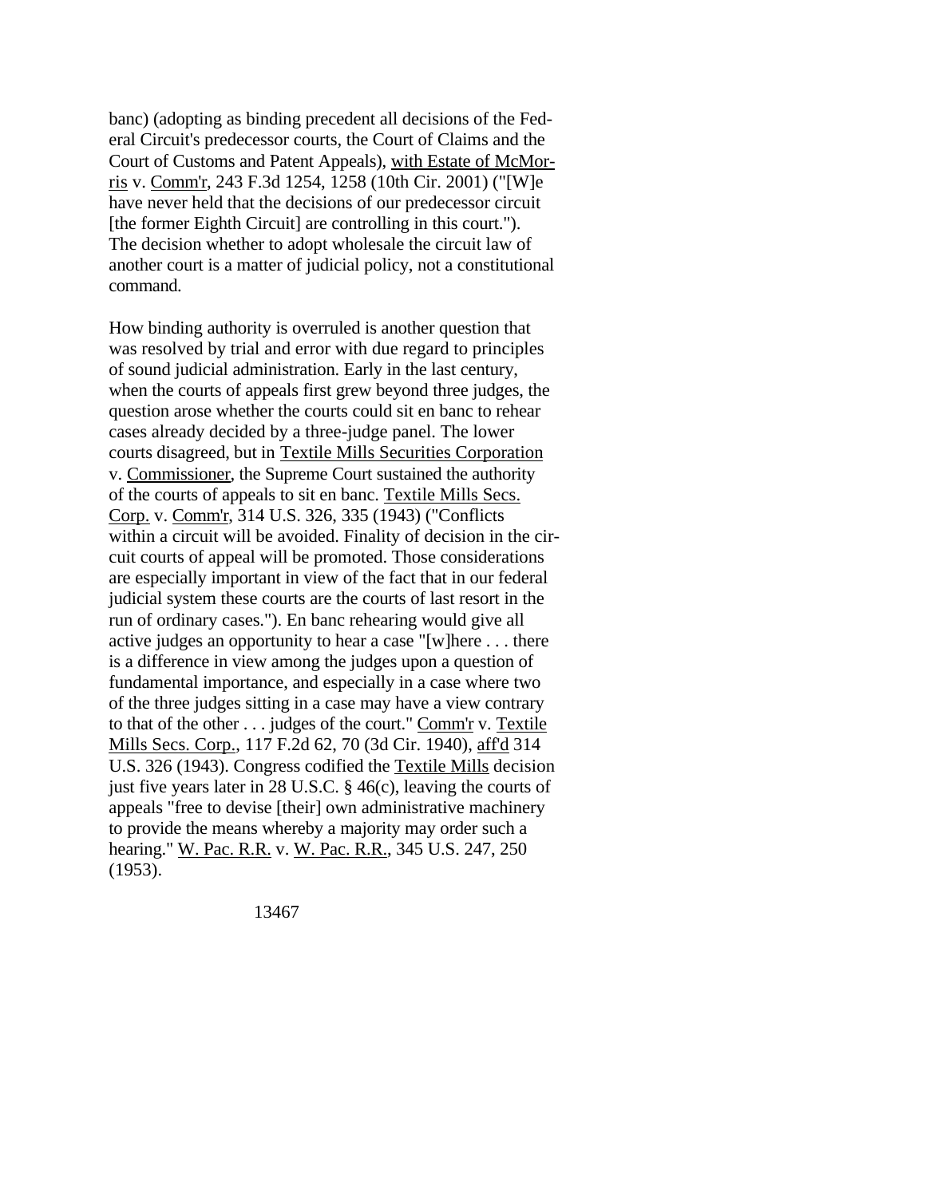banc) (adopting as binding precedent all decisions of the Federal Circuit's predecessor courts, the Court of Claims and the Court of Customs and Patent Appeals), with Estate of McMorris v. Comm'r, 243 F.3d 1254, 1258 (10th Cir. 2001) ("[W]e have never held that the decisions of our predecessor circuit [the former Eighth Circuit] are controlling in this court."). The decision whether to adopt wholesale the circuit law of another court is a matter of judicial policy, not a constitutional command.

How binding authority is overruled is another question that was resolved by trial and error with due regard to principles of sound judicial administration. Early in the last century, when the courts of appeals first grew beyond three judges, the question arose whether the courts could sit en banc to rehear cases already decided by a three-judge panel. The lower courts disagreed, but in Textile Mills Securities Corporation v. Commissioner, the Supreme Court sustained the authority of the courts of appeals to sit en banc. Textile Mills Secs. Corp. v. Comm'r, 314 U.S. 326, 335 (1943) ("Conflicts within a circuit will be avoided. Finality of decision in the circuit courts of appeal will be promoted. Those considerations are especially important in view of the fact that in our federal judicial system these courts are the courts of last resort in the run of ordinary cases."). En banc rehearing would give all active judges an opportunity to hear a case "[w]here . . . there is a difference in view among the judges upon a question of fundamental importance, and especially in a case where two of the three judges sitting in a case may have a view contrary to that of the other . . . judges of the court." Comm'r v. Textile Mills Secs. Corp., 117 F.2d 62, 70 (3d Cir. 1940), aff'd 314 U.S. 326 (1943). Congress codified the Textile Mills decision just five years later in 28 U.S.C. § 46(c), leaving the courts of appeals "free to devise [their] own administrative machinery to provide the means whereby a majority may order such a hearing." W. Pac. R.R. v. W. Pac. R.R., 345 U.S. 247, 250 (1953).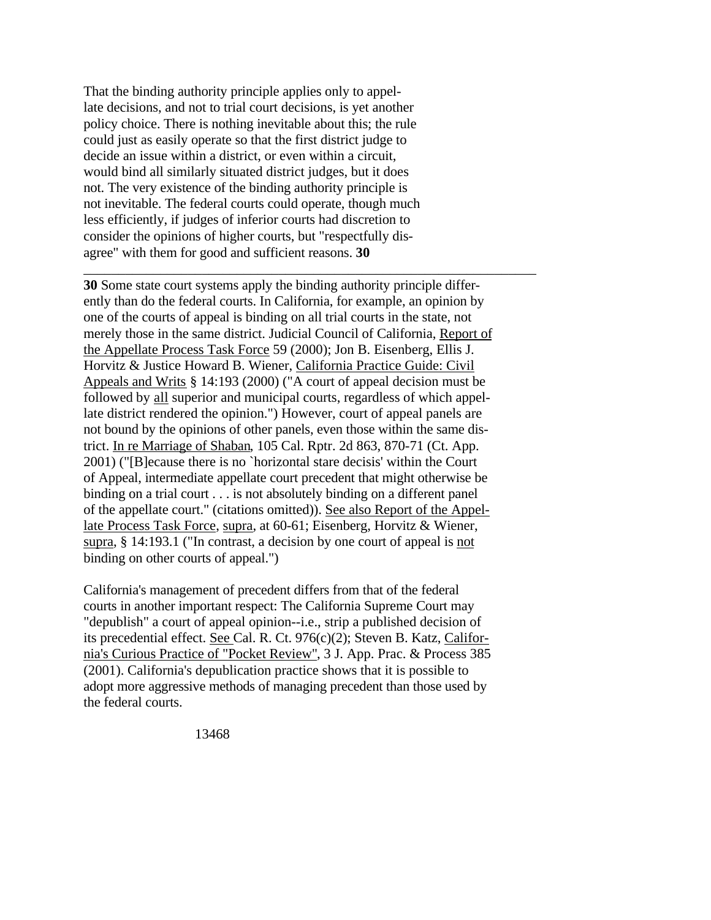That the binding authority principle applies only to appellate decisions, and not to trial court decisions, is yet another policy choice. There is nothing inevitable about this; the rule could just as easily operate so that the first district judge to decide an issue within a district, or even within a circuit, would bind all similarly situated district judges, but it does not. The very existence of the binding authority principle is not inevitable. The federal courts could operate, though much less efficiently, if judges of inferior courts had discretion to consider the opinions of higher courts, but "respectfully disagree" with them for good and sufficient reasons. **30**

---

**30** Some state court systems apply the binding authority principle differently than do the federal courts. In California, for example, an opinion by one of the courts of appeal is binding on all trial courts in the state, not merely those in the same district. Judicial Council of California, Report of the Appellate Process Task Force 59 (2000); Jon B. Eisenberg, Ellis J. Horvitz & Justice Howard B. Wiener, California Practice Guide: Civil Appeals and Writs § 14:193 (2000) ("A court of appeal decision must be followed by all superior and municipal courts, regardless of which appellate district rendered the opinion.") However, court of appeal panels are not bound by the opinions of other panels, even those within the same district. In re Marriage of Shaban, 105 Cal. Rptr. 2d 863, 870-71 (Ct. App. 2001) ("[B]ecause there is no `horizontal stare decisis' within the Court of Appeal, intermediate appellate court precedent that might otherwise be binding on a trial court . . . is not absolutely binding on a different panel of the appellate court." (citations omitted)). See also Report of the Appellate Process Task Force, supra, at 60-61; Eisenberg, Horvitz & Wiener, supra, § 14:193.1 ("In contrast, a decision by one court of appeal is not binding on other courts of appeal.")

California's management of precedent differs from that of the federal courts in another important respect: The California Supreme Court may "depublish" a court of appeal opinion--i.e., strip a published decision of its precedential effect. See Cal. R. Ct. 976(c)(2); Steven B. Katz, California's Curious Practice of "Pocket Review", 3 J. App. Prac. & Process 385 (2001). California's depublication practice shows that it is possible to adopt more aggressive methods of managing precedent than those used by the federal courts.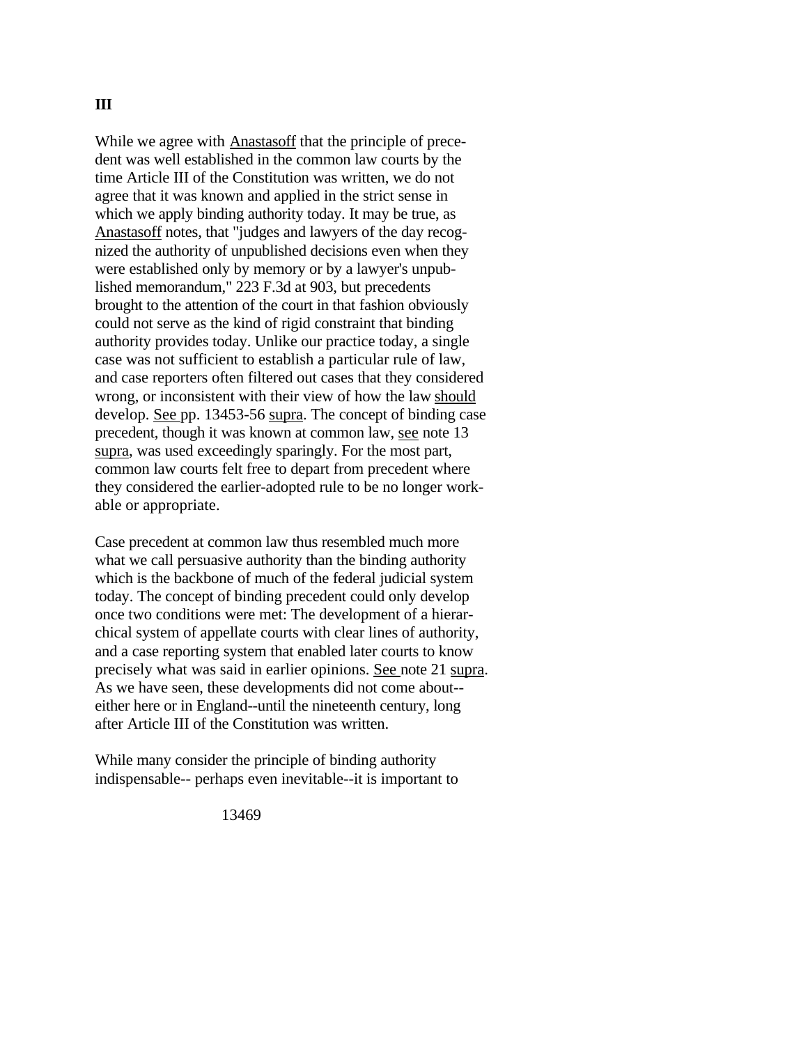## III

While we agree with Anastasoff that the principle of precedent was well established in the common law courts by the time Article III of the Constitution was written, we do not agree that it was known and applied in the strict sense in which we apply binding authority today. It may be true, as Anastasoff notes, that "judges and lawyers of the day recognized the authority of unpublished decisions even when they were established only by memory or by a lawyer's unpublished memorandum," 223 F.3d at 903, but precedents brought to the attention of the court in that fashion obviously could not serve as the kind of rigid constraint that binding authority provides today. Unlike our practice today, a single case was not sufficient to establish a particular rule of law, and case reporters often filtered out cases that they considered wrong, or inconsistent with their view of how the law *should* develop. See pp. 13453-56 supra. The concept of binding case precedent, though it was known at common law, see note 13 supra, was used exceedingly sparingly. For the most part, common law courts felt free to depart from precedent where they considered the earlier-adopted rule to be no longer workable or appropriate.

Case precedent at common law thus resembled much more what we call persuasive authority than the binding authority which is the backbone of much of the federal judicial system today. The concept of binding precedent could only develop once two conditions were met: The development of a hierarchical system of appellate courts with clear lines of authority, and a case reporting system that enabled later courts to know precisely what was said in earlier opinions. See note 21 supra. As we have seen, these developments did not come about--either here or in England--until the nineteenth century, long after Article III of the Constitution was written.

While many consider the principle of binding authority indispensable-- perhaps even inevitable--it is important to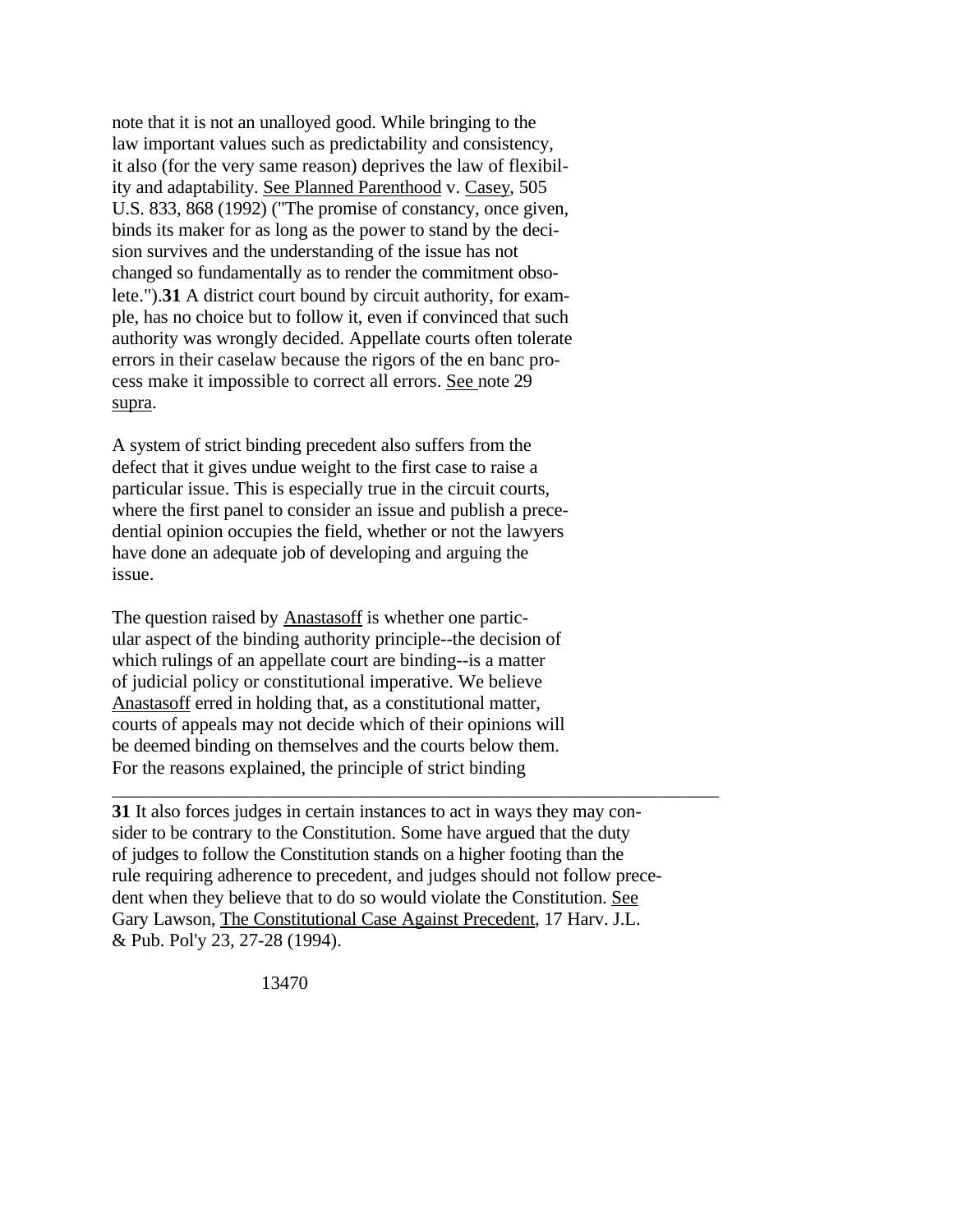note that it is not an unalloyed good. While bringing to the law important values such as predictability and consistency, it also (for the very same reason) deprives the law of flexibility and adaptability. See Planned Parenthood v. Casey, 505 U.S. 833, 868 (1992) ("The promise of constancy, once given, binds its maker for as long as the power to stand by the decision survives and the understanding of the issue has not changed so fundamentally as to render the commitment obsolete.").**31** A district court bound by circuit authority, for example, has no choice but to follow it, even if convinced that such authority was wrongly decided. Appellate courts often tolerate errors in their caselaw because the rigors of the en banc process make it impossible to correct all errors. See note 29 supra.

A system of strict binding precedent also suffers from the defect that it gives undue weight to the first case to raise a particular issue. This is especially true in the circuit courts, where the first panel to consider an issue and publish a precedential opinion occupies the field, whether or not the lawyers have done an adequate job of developing and arguing the issue.

The question raised by Anastasoff is whether one particular aspect of the binding authority principle--the decision of which rulings of an appellate court are binding--is a matter of judicial policy or constitutional imperative. We believe Anastasoff erred in holding that, as a constitutional matter, courts of appeals may not decide which of their opinions will be deemed binding on themselves and the courts below them. For the reasons explained, the principle of strict binding

---

**31** It also forces judges in certain instances to act in ways they may consider to be contrary to the Constitution. Some have argued that the duty of judges to follow the Constitution stands on a higher footing than the rule requiring adherence to precedent, and judges should not follow precedent when they believe that to do so would violate the Constitution. See Gary Lawson, The Constitutional Case Against Precedent, 17 Harv. J.L. & Pub. Pol'y 23, 27-28 (1994).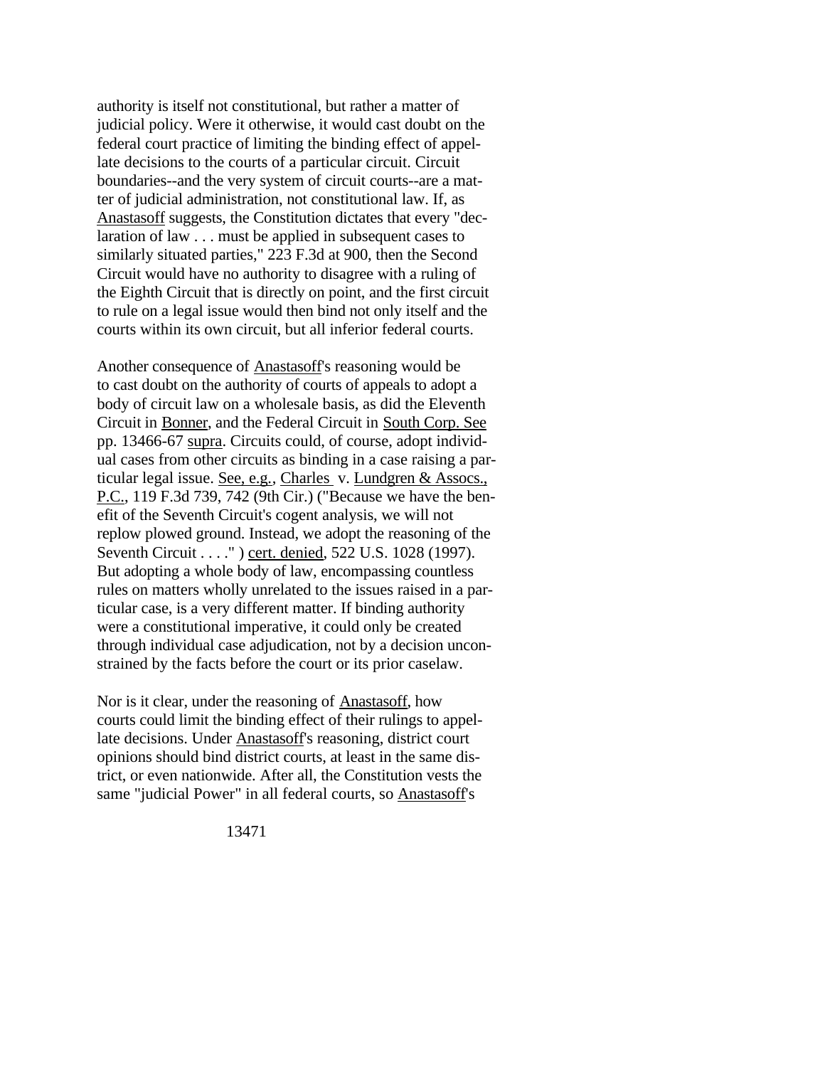authority is itself not constitutional, but rather a matter of judicial policy. Were it otherwise, it would cast doubt on the federal court practice of limiting the binding effect of appellate decisions to the courts of a particular circuit. Circuit boundaries--and the very system of circuit courts--are a matter of judicial administration, not constitutional law. If, as Anastasoff suggests, the Constitution dictates that every "declaration of law . . . must be applied in subsequent cases to similarly situated parties," 223 F.3d at 900, then the Second Circuit would have no authority to disagree with a ruling of the Eighth Circuit that is directly on point, and the first circuit to rule on a legal issue would then bind not only itself and the courts within its own circuit, but all inferior federal courts.

Another consequence of Anastasoff's reasoning would be to cast doubt on the authority of courts of appeals to adopt a body of circuit law on a wholesale basis, as did the Eleventh Circuit in Bonner, and the Federal Circuit in South Corp. See pp. 13466-67 supra. Circuits could, of course, adopt individual cases from other circuits as binding in a case raising a particular legal issue. See, e.g., Charles v. Lundgren & Assocs., P.C., 119 F.3d 739, 742 (9th Cir.) ("Because we have the benefit of the Seventh Circuit's cogent analysis, we will not replow plowed ground. Instead, we adopt the reasoning of the Seventh Circuit . . . .") cert. denied, 522 U.S. 1028 (1997). But adopting a whole body of law, encompassing countless rules on matters wholly unrelated to the issues raised in a particular case, is a very different matter. If binding authority were a constitutional imperative, it could only be created through individual case adjudication, not by a decision unconstrained by the facts before the court or its prior caselaw.

Nor is it clear, under the reasoning of Anastasoff, how courts could limit the binding effect of their rulings to appellate decisions. Under Anastasoff's reasoning, district court opinions should bind district courts, at least in the same district, or even nationwide. After all, the Constitution vests the same "judicial Power" in all federal courts, so Anastasoff's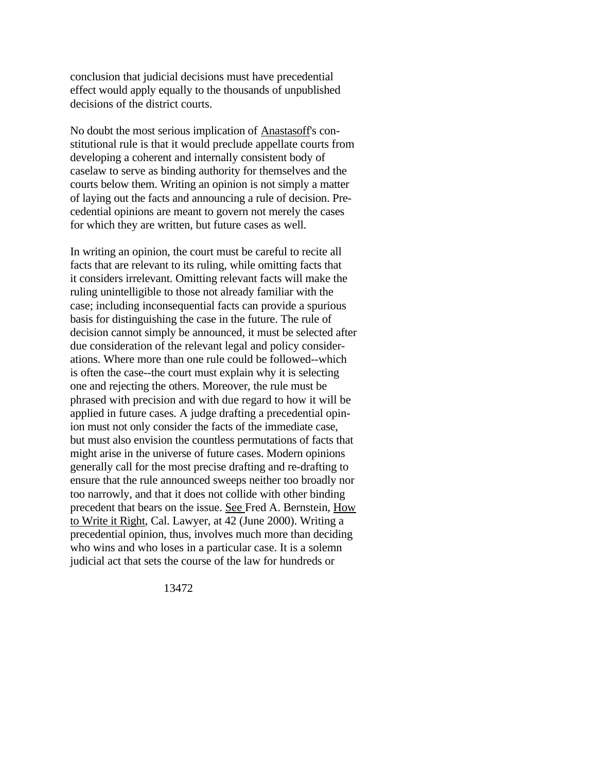conclusion that judicial decisions must have precedential effect would apply equally to the thousands of unpublished decisions of the district courts.

No doubt the most serious implication of Anastasoff's constitutional rule is that it would preclude appellate courts from developing a coherent and internally consistent body of caselaw to serve as binding authority for themselves and the courts below them. Writing an opinion is not simply a matter of laying out the facts and announcing a rule of decision. Precedential opinions are meant to govern not merely the cases for which they are written, but future cases as well.

In writing an opinion, the court must be careful to recite all facts that are relevant to its ruling, while omitting facts that it considers irrelevant. Omitting relevant facts will make the ruling unintelligible to those not already familiar with the case; including inconsequential facts can provide a spurious basis for distinguishing the case in the future. The rule of decision cannot simply be announced, it must be selected after due consideration of the relevant legal and policy considerations. Where more than one rule could be followed--which is often the case--the court must explain why it is selecting one and rejecting the others. Moreover, the rule must be phrased with precision and with due regard to how it will be applied in future cases. A judge drafting a precedential opinion must not only consider the facts of the immediate case, but must also envision the countless permutations of facts that might arise in the universe of future cases. Modern opinions generally call for the most precise drafting and re-drafting to ensure that the rule announced sweeps neither too broadly nor too narrowly, and that it does not collide with other binding precedent that bears on the issue. See Fred A. Bernstein, How to Write it Right, Cal. Lawyer, at 42 (June 2000). Writing a precedential opinion, thus, involves much more than deciding who wins and who loses in a particular case. It is a solemn judicial act that sets the course of the law for hundreds or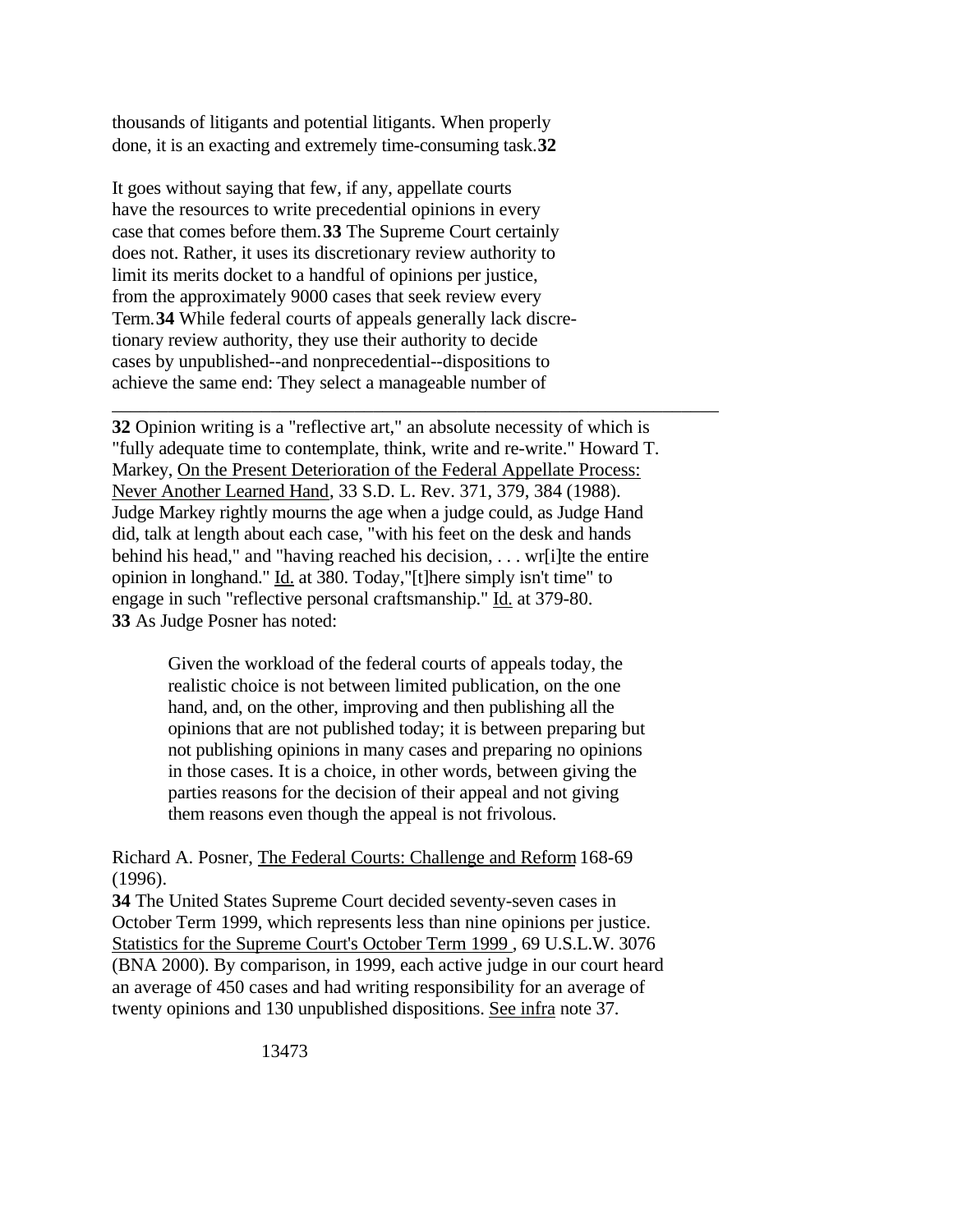thousands of litigants and potential litigants. When properly done, it is an exacting and extremely time-consuming task.**32**

It goes without saying that few, if any, appellate courts have the resources to write precedential opinions in every case that comes before them.**33** The Supreme Court certainly does not. Rather, it uses its discretionary review authority to limit its merits docket to a handful of opinions per justice, from the approximately 9000 cases that seek review every Term.**34** While federal courts of appeals generally lack discretionary review authority, they use their authority to decide cases by unpublished--and nonprecedential--dispositions to achieve the same end: They select a manageable number of

---

**32** Opinion writing is a "reflective art," an absolute necessity of which is "fully adequate time to contemplate, think, write and re-write." Howard T. Markey, On the Present Deterioration of the Federal Appellate Process: Never Another Learned Hand, 33 S.D. L. Rev. 371, 379, 384 (1988). Judge Markey rightly mourns the age when a judge could, as Judge Hand did, talk at length about each case, "with his feet on the desk and hands behind his head," and "having reached his decision, . . . wr[i]te the entire opinion in longhand." Id. at 380. Today,"[t]here simply isn't time" to engage in such "reflective personal craftsmanship." Id. at 379-80.

**33** As Judge Posner has noted:

> Given the workload of the federal courts of appeals today, the realistic choice is not between limited publication, on the one hand, and, on the other, improving and then publishing all the opinions that are not published today; it is between preparing but not publishing opinions in many cases and preparing no opinions in those cases. It is a choice, in other words, between giving the parties reasons for the decision of their appeal and not giving them reasons even though the appeal is not frivolous.

Richard A. Posner, The Federal Courts: Challenge and Reform 168-69 (1996).

**34** The United States Supreme Court decided seventy-seven cases in October Term 1999, which represents less than nine opinions per justice. Statistics for the Supreme Court's October Term 1999 , 69 U.S.L.W. 3076 (BNA 2000). By comparison, in 1999, each active judge in our court heard an average of 450 cases and had writing responsibility for an average of twenty opinions and 130 unpublished dispositions. See infra note 37.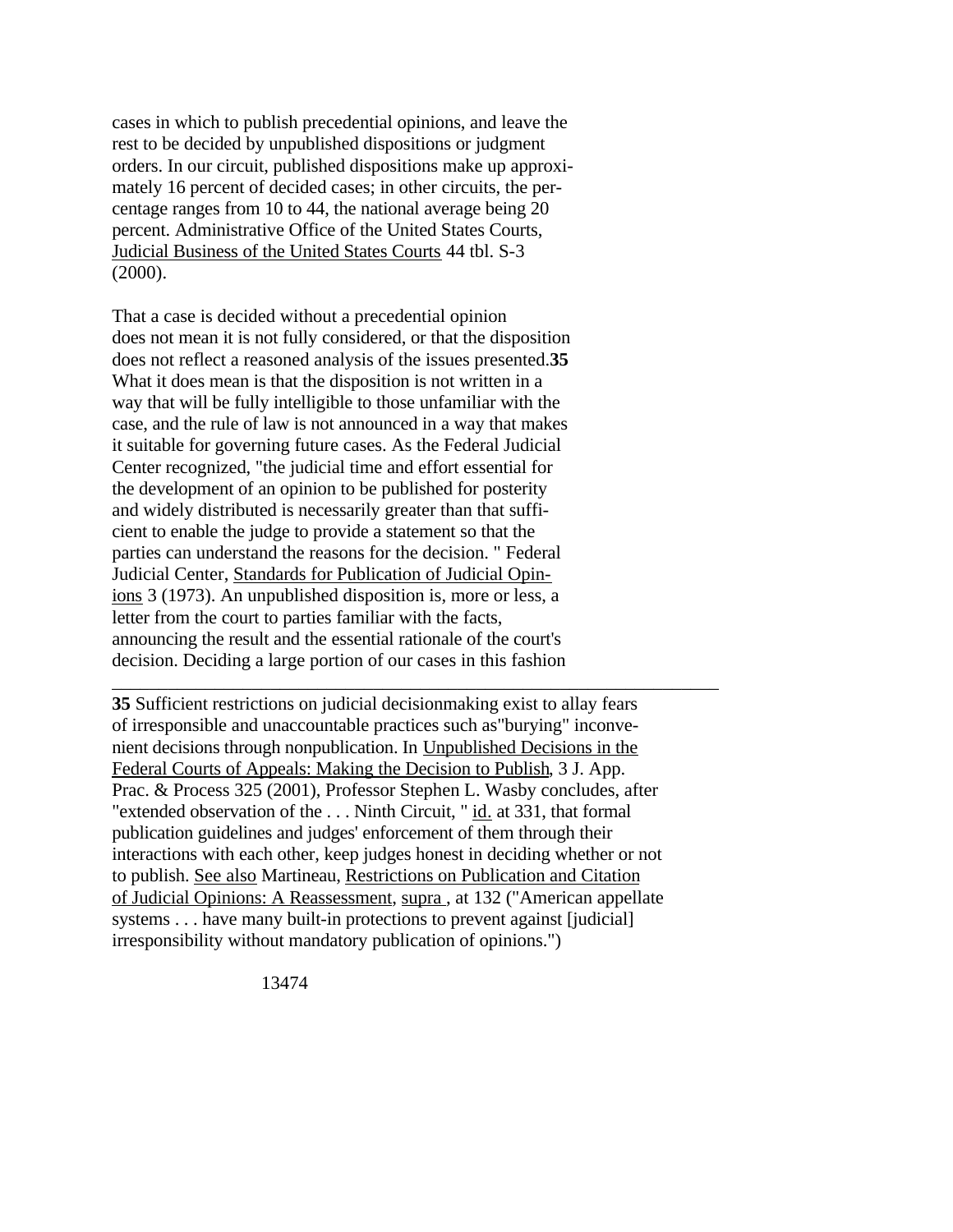cases in which to publish precedential opinions, and leave the rest to be decided by unpublished dispositions or judgment orders. In our circuit, published dispositions make up approximately 16 percent of decided cases; in other circuits, the percentage ranges from 10 to 44, the national average being 20 percent. Administrative Office of the United States Courts, Judicial Business of the United States Courts 44 tbl. S-3 (2000).

That a case is decided without a precedential opinion does not mean it is not fully considered, or that the disposition does not reflect a reasoned analysis of the issues presented.**35** What it does mean is that the disposition is not written in a way that will be fully intelligible to those unfamiliar with the case, and the rule of law is not announced in a way that makes it suitable for governing future cases. As the Federal Judicial Center recognized, "the judicial time and effort essential for the development of an opinion to be published for posterity and widely distributed is necessarily greater than that sufficient to enable the judge to provide a statement so that the parties can understand the reasons for the decision. " Federal Judicial Center, Standards for Publication of Judicial Opinions 3 (1973). An unpublished disposition is, more or less, a letter from the court to parties familiar with the facts, announcing the result and the essential rationale of the court's decision. Deciding a large portion of our cases in this fashion

---

**35** Sufficient restrictions on judicial decisionmaking exist to allay fears of irresponsible and unaccountable practices such as"burying" inconvenient decisions through nonpublication. In Unpublished Decisions in the Federal Courts of Appeals: Making the Decision to Publish, 3 J. App. Prac. & Process 325 (2001), Professor Stephen L. Wasby concludes, after "extended observation of the . . . Ninth Circuit, " id. at 331, that formal publication guidelines and judges' enforcement of them through their interactions with each other, keep judges honest in deciding whether or not to publish. See also Martineau, Restrictions on Publication and Citation of Judicial Opinions: A Reassessment, supra , at 132 ("American appellate systems . . . have many built-in protections to prevent against [judicial] irresponsibility without mandatory publication of opinions.")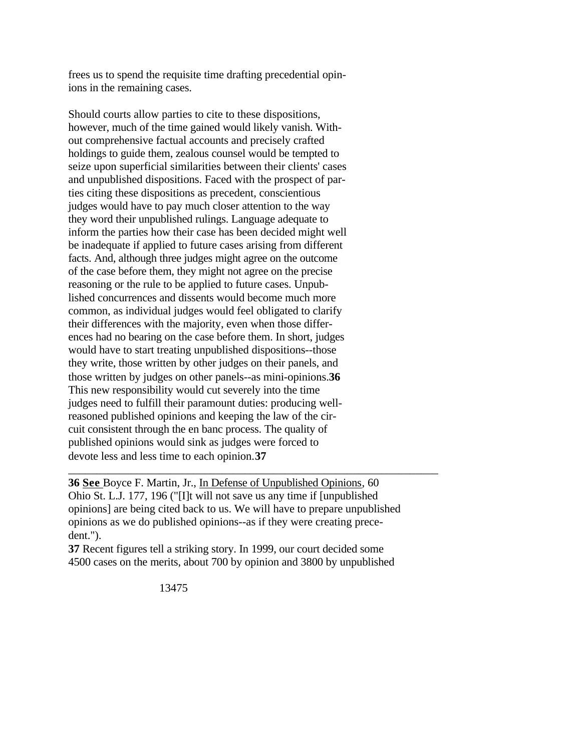frees us to spend the requisite time drafting precedential opinions in the remaining cases.

Should courts allow parties to cite to these dispositions, however, much of the time gained would likely vanish. Without comprehensive factual accounts and precisely crafted holdings to guide them, zealous counsel would be tempted to seize upon superficial similarities between their clients' cases and unpublished dispositions. Faced with the prospect of parties citing these dispositions as precedent, conscientious judges would have to pay much closer attention to the way they word their unpublished rulings. Language adequate to inform the parties how their case has been decided might well be inadequate if applied to future cases arising from different facts. And, although three judges might agree on the outcome of the case before them, they might not agree on the precise reasoning or the rule to be applied to future cases. Unpublished concurrences and dissents would become much more common, as individual judges would feel obligated to clarify their differences with the majority, even when those differences had no bearing on the case before them. In short, judges would have to start treating unpublished dispositions--those they write, those written by other judges on their panels, and those written by judges on other panels--as mini-opinions.**36** This new responsibility would cut severely into the time judges need to fulfill their paramount duties: producing well-reasoned published opinions and keeping the law of the circuit consistent through the en banc process. The quality of published opinions would sink as judges were forced to devote less and less time to each opinion.**37**

---

**36** **See** Boyce F. Martin, Jr., In Defense of Unpublished Opinions, 60 Ohio St. L.J. 177, 196 ("[I]t will not save us any time if [unpublished opinions] are being cited back to us. We will have to prepare unpublished opinions as we do published opinions--as if they were creating precedent.").

**37** Recent figures tell a striking story. In 1999, our court decided some 4500 cases on the merits, about 700 by opinion and 3800 by unpublished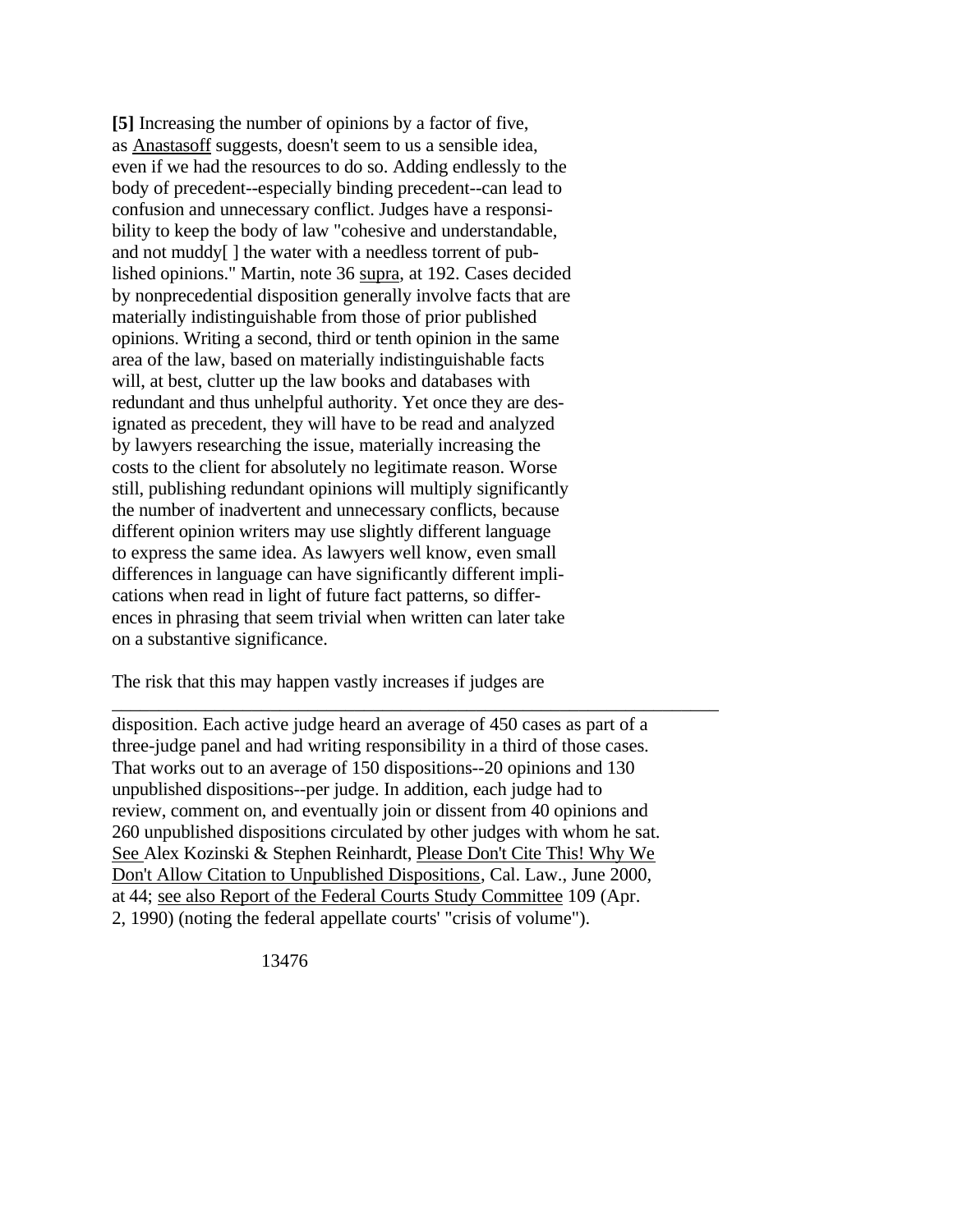**[5]** Increasing the number of opinions by a factor of five, as Anastasoff suggests, doesn't seem to us a sensible idea, even if we had the resources to do so. Adding endlessly to the body of precedent--especially binding precedent--can lead to confusion and unnecessary conflict. Judges have a responsibility to keep the body of law "cohesive and understandable, and not muddy[ ] the water with a needless torrent of published opinions." Martin, note 36 supra, at 192. Cases decided by nonprecedential disposition generally involve facts that are materially indistinguishable from those of prior published opinions. Writing a second, third or tenth opinion in the same area of the law, based on materially indistinguishable facts will, at best, clutter up the law books and databases with redundant and thus unhelpful authority. Yet once they are designated as precedent, they will have to be read and analyzed by lawyers researching the issue, materially increasing the costs to the client for absolutely no legitimate reason. Worse still, publishing redundant opinions will multiply significantly the number of inadvertent and unnecessary conflicts, because different opinion writers may use slightly different language to express the same idea. As lawyers well know, even small differences in language can have significantly different implications when read in light of future fact patterns, so differences in phrasing that seem trivial when written can later take on a substantive significance.

The risk that this may happen vastly increases if judges are

---

disposition. Each active judge heard an average of 450 cases as part of a three-judge panel and had writing responsibility in a third of those cases. That works out to an average of 150 dispositions--20 opinions and 130 unpublished dispositions--per judge. In addition, each judge had to review, comment on, and eventually join or dissent from 40 opinions and 260 unpublished dispositions circulated by other judges with whom he sat. See Alex Kozinski & Stephen Reinhardt, Please Don't Cite This! Why We Don't Allow Citation to Unpublished Dispositions, Cal. Law., June 2000, at 44; see also Report of the Federal Courts Study Committee 109 (Apr. 2, 1990) (noting the federal appellate courts' "crisis of volume").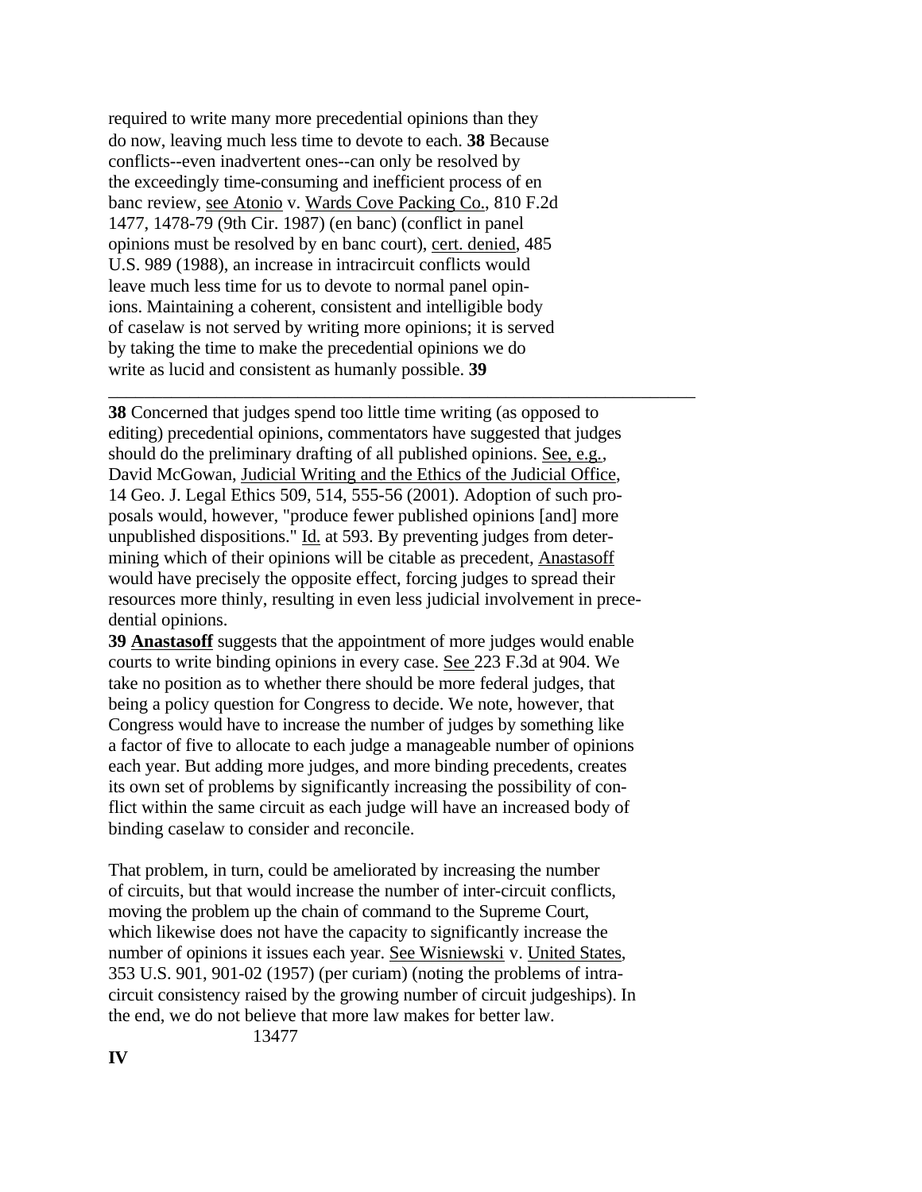required to write many more precedential opinions than they do now, leaving much less time to devote to each. **38** Because conflicts--even inadvertent ones--can only be resolved by the exceedingly time-consuming and inefficient process of en banc review, see Atonio v. Wards Cove Packing Co., 810 F.2d 1477, 1478-79 (9th Cir. 1987) (en banc) (conflict in panel opinions must be resolved by en banc court), cert. denied, 485 U.S. 989 (1988), an increase in intracircuit conflicts would leave much less time for us to devote to normal panel opinions. Maintaining a coherent, consistent and intelligible body of caselaw is not served by writing more opinions; it is served by taking the time to make the precedential opinions we do write as lucid and consistent as humanly possible. **39**

---

**38** Concerned that judges spend too little time writing (as opposed to editing) precedential opinions, commentators have suggested that judges should do the preliminary drafting of all published opinions. See, e.g., David McGowan, Judicial Writing and the Ethics of the Judicial Office, 14 Geo. J. Legal Ethics 509, 514, 555-56 (2001). Adoption of such proposals would, however, "produce fewer published opinions [and] more unpublished dispositions." Id. at 593. By preventing judges from determining which of their opinions will be citable as precedent, Anastasoff would have precisely the opposite effect, forcing judges to spread their resources more thinly, resulting in even less judicial involvement in precedential opinions.

**39** **Anastasoff** suggests that the appointment of more judges would enable courts to write binding opinions in every case. See 223 F.3d at 904. We take no position as to whether there should be more federal judges, that being a policy question for Congress to decide. We note, however, that Congress would have to increase the number of judges by something like a factor of five to allocate to each judge a manageable number of opinions each year. But adding more judges, and more binding precedents, creates its own set of problems by significantly increasing the possibility of conflict within the same circuit as each judge will have an increased body of binding caselaw to consider and reconcile.

That problem, in turn, could be ameliorated by increasing the number of circuits, but that would increase the number of inter-circuit conflicts, moving the problem up the chain of command to the Supreme Court, which likewise does not have the capacity to significantly increase the number of opinions it issues each year. See Wisniewski v. United States, 353 U.S. 901, 901-02 (1957) (per curiam) (noting the problems of intracircuit consistency raised by the growing number of circuit judgeships). In the end, we do not believe that more law makes for better law.

**IV**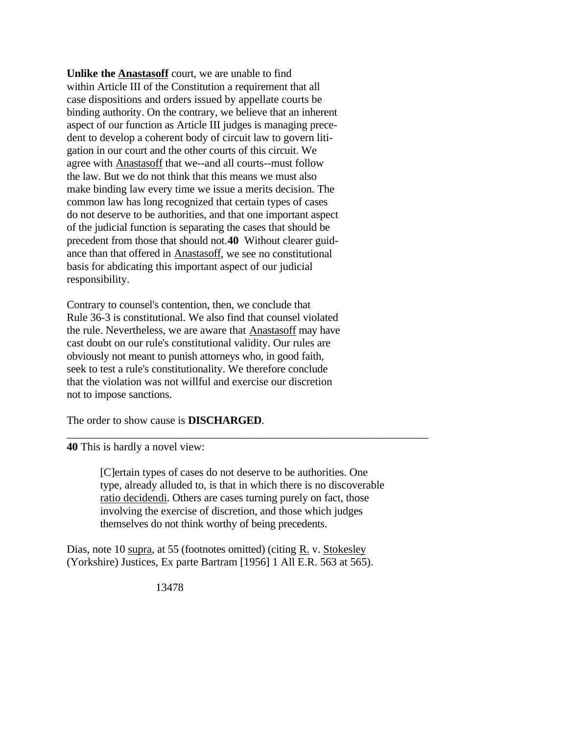**Unlike the Anastasoff** court, we are unable to find within Article III of the Constitution a requirement that all case dispositions and orders issued by appellate courts be binding authority. On the contrary, we believe that an inherent aspect of our function as Article III judges is managing precedent to develop a coherent body of circuit law to govern litigation in our court and the other courts of this circuit. We agree with Anastasoff that we--and all courts--must follow the law. But we do not think that this means we must also make binding law every time we issue a merits decision. The common law has long recognized that certain types of cases do not deserve to be authorities, and that one important aspect of the judicial function is separating the cases that should be precedent from those that should not.**40** Without clearer guidance than that offered in Anastasoff, we see no constitutional basis for abdicating this important aspect of our judicial responsibility.

Contrary to counsel's contention, then, we conclude that Rule 36-3 is constitutional. We also find that counsel violated the rule. Nevertheless, we are aware that Anastasoff may have cast doubt on our rule's constitutional validity. Our rules are obviously not meant to punish attorneys who, in good faith, seek to test a rule's constitutionality. We therefore conclude that the violation was not willful and exercise our discretion not to impose sanctions.

The order to show cause is **DISCHARGED**.

---

**40** This is hardly a novel view:

> [C]ertain types of cases do not deserve to be authorities. One type, already alluded to, is that in which there is no discoverable ratio decidendi. Others are cases turning purely on fact, those involving the exercise of discretion, and those which judges themselves do not think worthy of being precedents.

Dias, note 10 supra, at 55 (footnotes omitted) (citing R. v. Stokesley (Yorkshire) Justices, Ex parte Bartram [1956] 1 All E.R. 563 at 565).